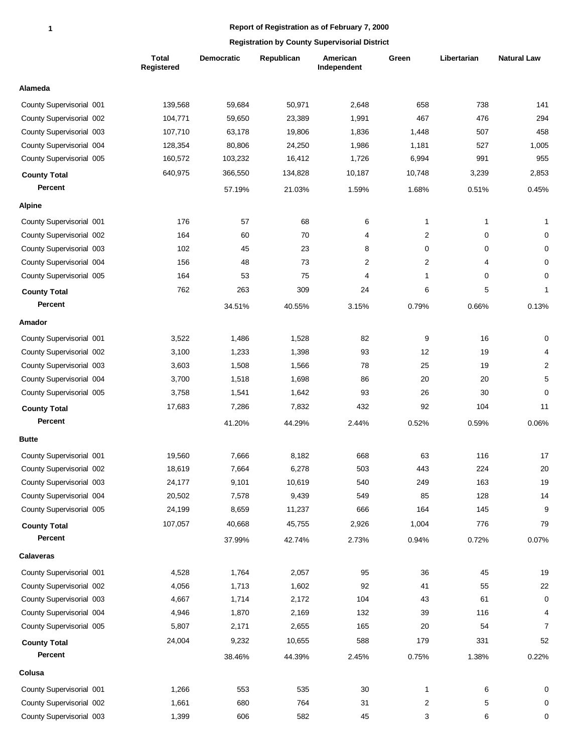**Report of Registration as of February 7, 2000**

**Registration by County Supervisorial District**

| | Total Registered | Democratic | Republican | American Independent | Green | Libertarian | Natural Law |
|---|---|---|---|---|---|---|---|
| **Alameda** | | | | | | | |
| County Supervisorial 001 | 139,568 | 59,684 | 50,971 | 2,648 | 658 | 738 | 141 |
| County Supervisorial 002 | 104,771 | 59,650 | 23,389 | 1,991 | 467 | 476 | 294 |
| County Supervisorial 003 | 107,710 | 63,178 | 19,806 | 1,836 | 1,448 | 507 | 458 |
| County Supervisorial 004 | 128,354 | 80,806 | 24,250 | 1,986 | 1,181 | 527 | 1,005 |
| County Supervisorial 005 | 160,572 | 103,232 | 16,412 | 1,726 | 6,994 | 991 | 955 |
| **County Total** | 640,975 | 366,550 | 134,828 | 10,187 | 10,748 | 3,239 | 2,853 |
| **Percent** | | 57.19% | 21.03% | 1.59% | 1.68% | 0.51% | 0.45% |
| **Alpine** | | | | | | | |
| County Supervisorial 001 | 176 | 57 | 68 | 6 | 1 | 1 | 1 |
| County Supervisorial 002 | 164 | 60 | 70 | 4 | 2 | 0 | 0 |
| County Supervisorial 003 | 102 | 45 | 23 | 8 | 0 | 0 | 0 |
| County Supervisorial 004 | 156 | 48 | 73 | 2 | 2 | 4 | 0 |
| County Supervisorial 005 | 164 | 53 | 75 | 4 | 1 | 0 | 0 |
| **County Total** | 762 | 263 | 309 | 24 | 6 | 5 | 1 |
| **Percent** | | 34.51% | 40.55% | 3.15% | 0.79% | 0.66% | 0.13% |
| **Amador** | | | | | | | |
| County Supervisorial 001 | 3,522 | 1,486 | 1,528 | 82 | 9 | 16 | 0 |
| County Supervisorial 002 | 3,100 | 1,233 | 1,398 | 93 | 12 | 19 | 4 |
| County Supervisorial 003 | 3,603 | 1,508 | 1,566 | 78 | 25 | 19 | 2 |
| County Supervisorial 004 | 3,700 | 1,518 | 1,698 | 86 | 20 | 20 | 5 |
| County Supervisorial 005 | 3,758 | 1,541 | 1,642 | 93 | 26 | 30 | 0 |
| **County Total** | 17,683 | 7,286 | 7,832 | 432 | 92 | 104 | 11 |
| **Percent** | | 41.20% | 44.29% | 2.44% | 0.52% | 0.59% | 0.06% |
| **Butte** | | | | | | | |
| County Supervisorial 001 | 19,560 | 7,666 | 8,182 | 668 | 63 | 116 | 17 |
| County Supervisorial 002 | 18,619 | 7,664 | 6,278 | 503 | 443 | 224 | 20 |
| County Supervisorial 003 | 24,177 | 9,101 | 10,619 | 540 | 249 | 163 | 19 |
| County Supervisorial 004 | 20,502 | 7,578 | 9,439 | 549 | 85 | 128 | 14 |
| County Supervisorial 005 | 24,199 | 8,659 | 11,237 | 666 | 164 | 145 | 9 |
| **County Total** | 107,057 | 40,668 | 45,755 | 2,926 | 1,004 | 776 | 79 |
| **Percent** | | 37.99% | 42.74% | 2.73% | 0.94% | 0.72% | 0.07% |
| **Calaveras** | | | | | | | |
| County Supervisorial 001 | 4,528 | 1,764 | 2,057 | 95 | 36 | 45 | 19 |
| County Supervisorial 002 | 4,056 | 1,713 | 1,602 | 92 | 41 | 55 | 22 |
| County Supervisorial 003 | 4,667 | 1,714 | 2,172 | 104 | 43 | 61 | 0 |
| County Supervisorial 004 | 4,946 | 1,870 | 2,169 | 132 | 39 | 116 | 4 |
| County Supervisorial 005 | 5,807 | 2,171 | 2,655 | 165 | 20 | 54 | 7 |
| **County Total** | 24,004 | 9,232 | 10,655 | 588 | 179 | 331 | 52 |
| **Percent** | | 38.46% | 44.39% | 2.45% | 0.75% | 1.38% | 0.22% |
| **Colusa** | | | | | | | |
| County Supervisorial 001 | 1,266 | 553 | 535 | 30 | 1 | 6 | 0 |
| County Supervisorial 002 | 1,661 | 680 | 764 | 31 | 2 | 5 | 0 |
| County Supervisorial 003 | 1,399 | 606 | 582 | 45 | 3 | 6 | 0 |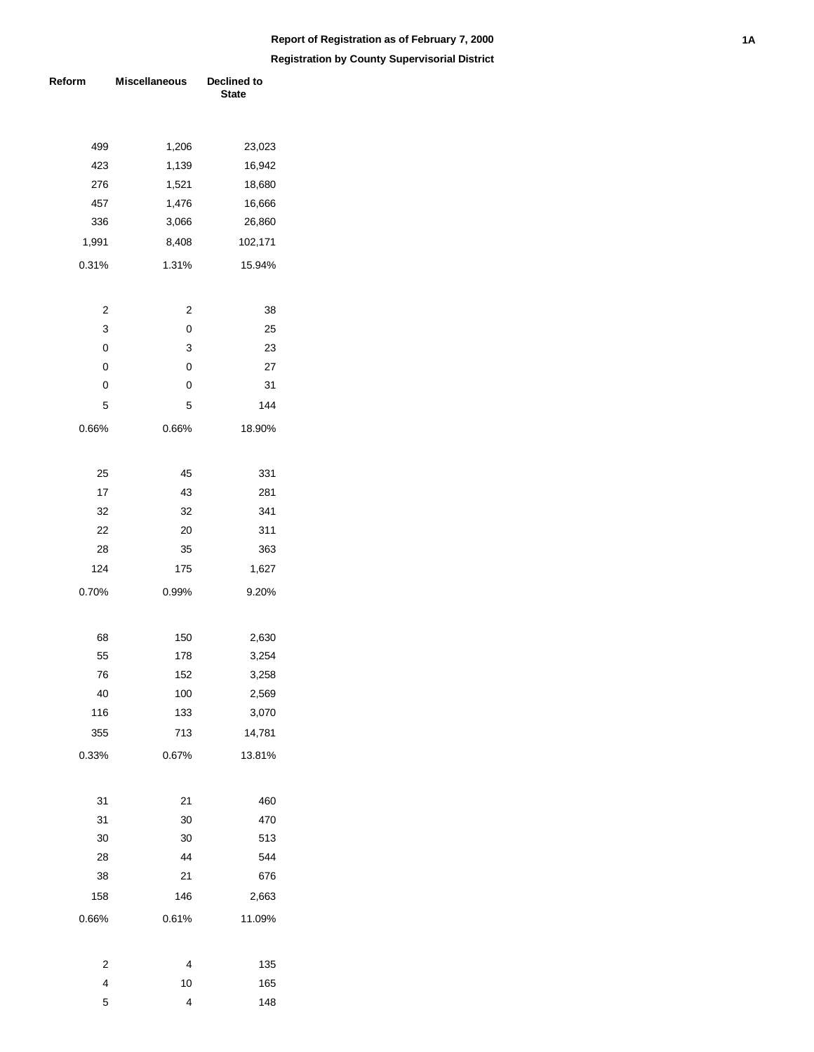**Report of Registration as of February 7, 2000**

**Registration by County Supervisorial District**

| Reform | Miscellaneous | Declined to State |
|---|---|---|
| 499 | 1,206 | 23,023 |
| 423 | 1,139 | 16,942 |
| 276 | 1,521 | 18,680 |
| 457 | 1,476 | 16,666 |
| 336 | 3,066 | 26,860 |
| 1,991 | 8,408 | 102,171 |
| 0.31% | 1.31% | 15.94% |
| | | |
| 2 | 2 | 38 |
| 3 | 0 | 25 |
| 0 | 3 | 23 |
| 0 | 0 | 27 |
| 0 | 0 | 31 |
| 5 | 5 | 144 |
| 0.66% | 0.66% | 18.90% |
| | | |
| 25 | 45 | 331 |
| 17 | 43 | 281 |
| 32 | 32 | 341 |
| 22 | 20 | 311 |
| 28 | 35 | 363 |
| 124 | 175 | 1,627 |
| 0.70% | 0.99% | 9.20% |
| | | |
| 68 | 150 | 2,630 |
| 55 | 178 | 3,254 |
| 76 | 152 | 3,258 |
| 40 | 100 | 2,569 |
| 116 | 133 | 3,070 |
| 355 | 713 | 14,781 |
| 0.33% | 0.67% | 13.81% |
| | | |
| 31 | 21 | 460 |
| 31 | 30 | 470 |
| 30 | 30 | 513 |
| 28 | 44 | 544 |
| 38 | 21 | 676 |
| 158 | 146 | 2,663 |
| 0.66% | 0.61% | 11.09% |
| | | |
| 2 | 4 | 135 |
| 4 | 10 | 165 |
| 5 | 4 | 148 |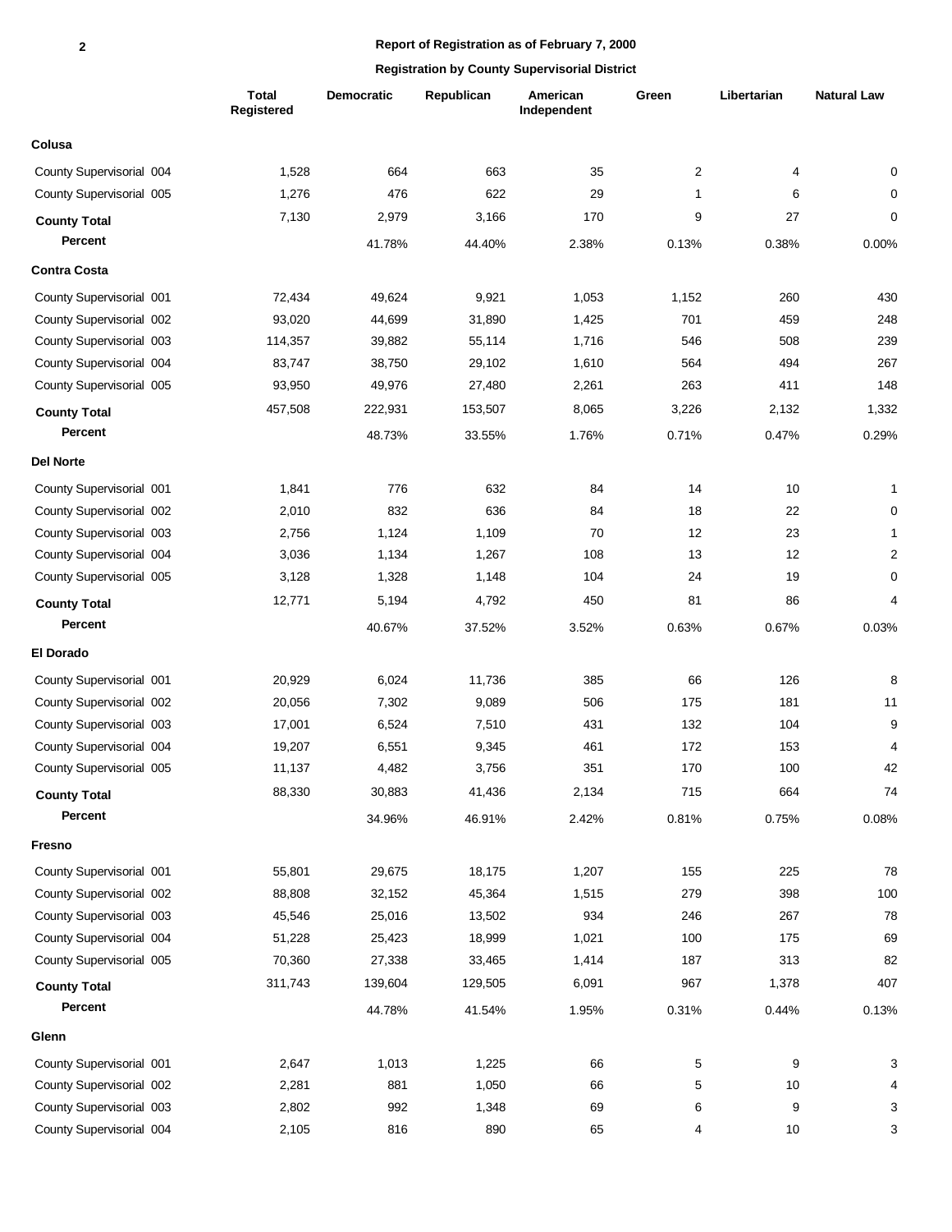**Report of Registration as of February 7, 2000**

**Registration by County Supervisorial District**

| | Total Registered | Democratic | Republican | American Independent | Green | Libertarian | Natural Law |
|---|---|---|---|---|---|---|---|
| **Colusa** | | | | | | | |
| County Supervisorial 004 | 1,528 | 664 | 663 | 35 | 2 | 4 | 0 |
| County Supervisorial 005 | 1,276 | 476 | 622 | 29 | 1 | 6 | 0 |
| **County Total** | 7,130 | 2,979 | 3,166 | 170 | 9 | 27 | 0 |
| **Percent** | | 41.78% | 44.40% | 2.38% | 0.13% | 0.38% | 0.00% |
| **Contra Costa** | | | | | | | |
| County Supervisorial 001 | 72,434 | 49,624 | 9,921 | 1,053 | 1,152 | 260 | 430 |
| County Supervisorial 002 | 93,020 | 44,699 | 31,890 | 1,425 | 701 | 459 | 248 |
| County Supervisorial 003 | 114,357 | 39,882 | 55,114 | 1,716 | 546 | 508 | 239 |
| County Supervisorial 004 | 83,747 | 38,750 | 29,102 | 1,610 | 564 | 494 | 267 |
| County Supervisorial 005 | 93,950 | 49,976 | 27,480 | 2,261 | 263 | 411 | 148 |
| **County Total** | 457,508 | 222,931 | 153,507 | 8,065 | 3,226 | 2,132 | 1,332 |
| **Percent** | | 48.73% | 33.55% | 1.76% | 0.71% | 0.47% | 0.29% |
| **Del Norte** | | | | | | | |
| County Supervisorial 001 | 1,841 | 776 | 632 | 84 | 14 | 10 | 1 |
| County Supervisorial 002 | 2,010 | 832 | 636 | 84 | 18 | 22 | 0 |
| County Supervisorial 003 | 2,756 | 1,124 | 1,109 | 70 | 12 | 23 | 1 |
| County Supervisorial 004 | 3,036 | 1,134 | 1,267 | 108 | 13 | 12 | 2 |
| County Supervisorial 005 | 3,128 | 1,328 | 1,148 | 104 | 24 | 19 | 0 |
| **County Total** | 12,771 | 5,194 | 4,792 | 450 | 81 | 86 | 4 |
| **Percent** | | 40.67% | 37.52% | 3.52% | 0.63% | 0.67% | 0.03% |
| **El Dorado** | | | | | | | |
| County Supervisorial 001 | 20,929 | 6,024 | 11,736 | 385 | 66 | 126 | 8 |
| County Supervisorial 002 | 20,056 | 7,302 | 9,089 | 506 | 175 | 181 | 11 |
| County Supervisorial 003 | 17,001 | 6,524 | 7,510 | 431 | 132 | 104 | 9 |
| County Supervisorial 004 | 19,207 | 6,551 | 9,345 | 461 | 172 | 153 | 4 |
| County Supervisorial 005 | 11,137 | 4,482 | 3,756 | 351 | 170 | 100 | 42 |
| **County Total** | 88,330 | 30,883 | 41,436 | 2,134 | 715 | 664 | 74 |
| **Percent** | | 34.96% | 46.91% | 2.42% | 0.81% | 0.75% | 0.08% |
| **Fresno** | | | | | | | |
| County Supervisorial 001 | 55,801 | 29,675 | 18,175 | 1,207 | 155 | 225 | 78 |
| County Supervisorial 002 | 88,808 | 32,152 | 45,364 | 1,515 | 279 | 398 | 100 |
| County Supervisorial 003 | 45,546 | 25,016 | 13,502 | 934 | 246 | 267 | 78 |
| County Supervisorial 004 | 51,228 | 25,423 | 18,999 | 1,021 | 100 | 175 | 69 |
| County Supervisorial 005 | 70,360 | 27,338 | 33,465 | 1,414 | 187 | 313 | 82 |
| **County Total** | 311,743 | 139,604 | 129,505 | 6,091 | 967 | 1,378 | 407 |
| **Percent** | | 44.78% | 41.54% | 1.95% | 0.31% | 0.44% | 0.13% |
| **Glenn** | | | | | | | |
| County Supervisorial 001 | 2,647 | 1,013 | 1,225 | 66 | 5 | 9 | 3 |
| County Supervisorial 002 | 2,281 | 881 | 1,050 | 66 | 5 | 10 | 4 |
| County Supervisorial 003 | 2,802 | 992 | 1,348 | 69 | 6 | 9 | 3 |
| County Supervisorial 004 | 2,105 | 816 | 890 | 65 | 4 | 10 | 3 |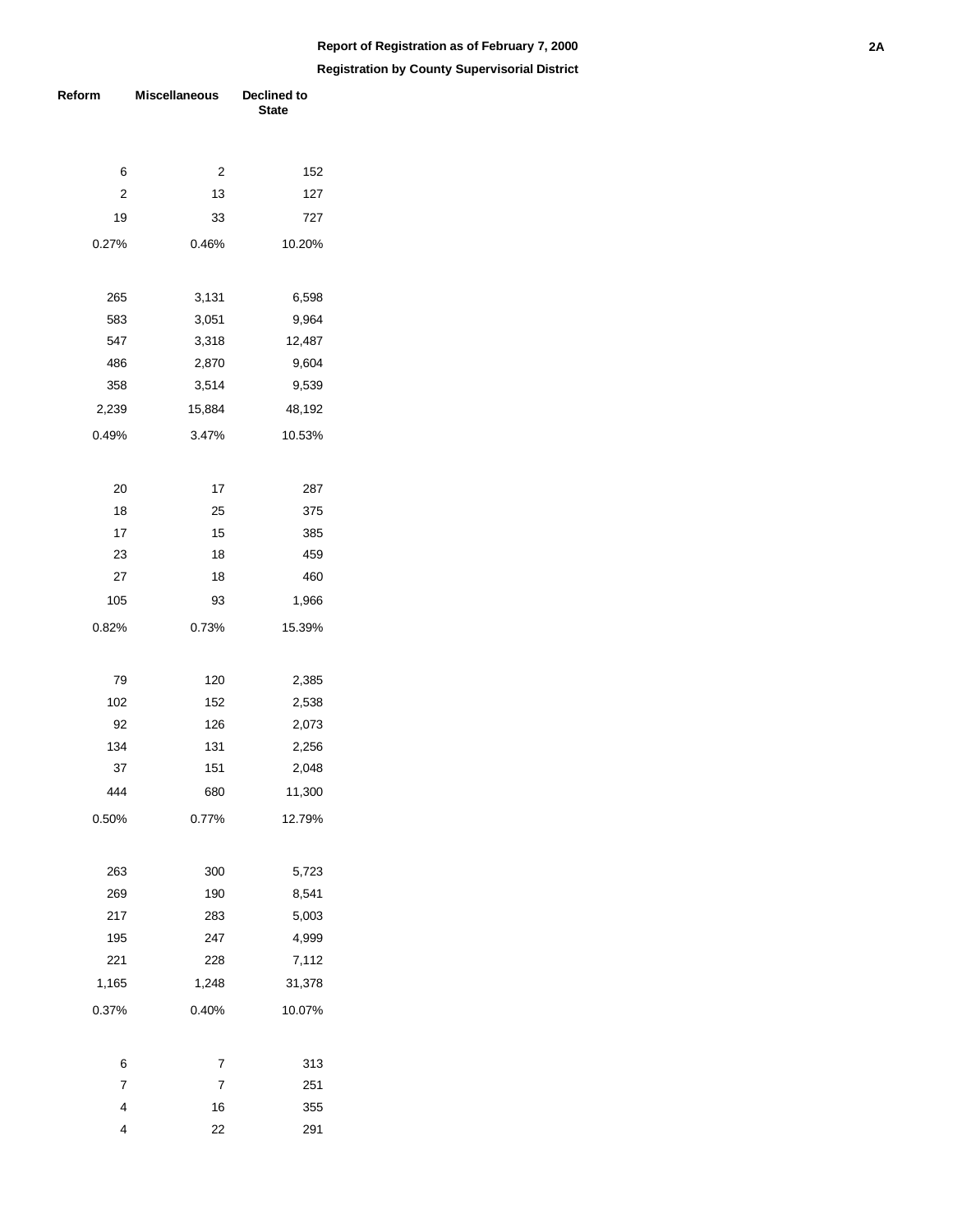**Report of Registration as of February 7, 2000**

**Registration by County Supervisorial District**

| Reform | Miscellaneous | Declined to State |
|---|---|---|
| | | |
| 6 | 2 | 152 |
| 2 | 13 | 127 |
| 19 | 33 | 727 |
| 0.27% | 0.46% | 10.20% |
| | | |
| 265 | 3,131 | 6,598 |
| 583 | 3,051 | 9,964 |
| 547 | 3,318 | 12,487 |
| 486 | 2,870 | 9,604 |
| 358 | 3,514 | 9,539 |
| 2,239 | 15,884 | 48,192 |
| 0.49% | 3.47% | 10.53% |
| | | |
| 20 | 17 | 287 |
| 18 | 25 | 375 |
| 17 | 15 | 385 |
| 23 | 18 | 459 |
| 27 | 18 | 460 |
| 105 | 93 | 1,966 |
| 0.82% | 0.73% | 15.39% |
| | | |
| 79 | 120 | 2,385 |
| 102 | 152 | 2,538 |
| 92 | 126 | 2,073 |
| 134 | 131 | 2,256 |
| 37 | 151 | 2,048 |
| 444 | 680 | 11,300 |
| 0.50% | 0.77% | 12.79% |
| | | |
| 263 | 300 | 5,723 |
| 269 | 190 | 8,541 |
| 217 | 283 | 5,003 |
| 195 | 247 | 4,999 |
| 221 | 228 | 7,112 |
| 1,165 | 1,248 | 31,378 |
| 0.37% | 0.40% | 10.07% |
| | | |
| 6 | 7 | 313 |
| 7 | 7 | 251 |
| 4 | 16 | 355 |
| 4 | 22 | 291 |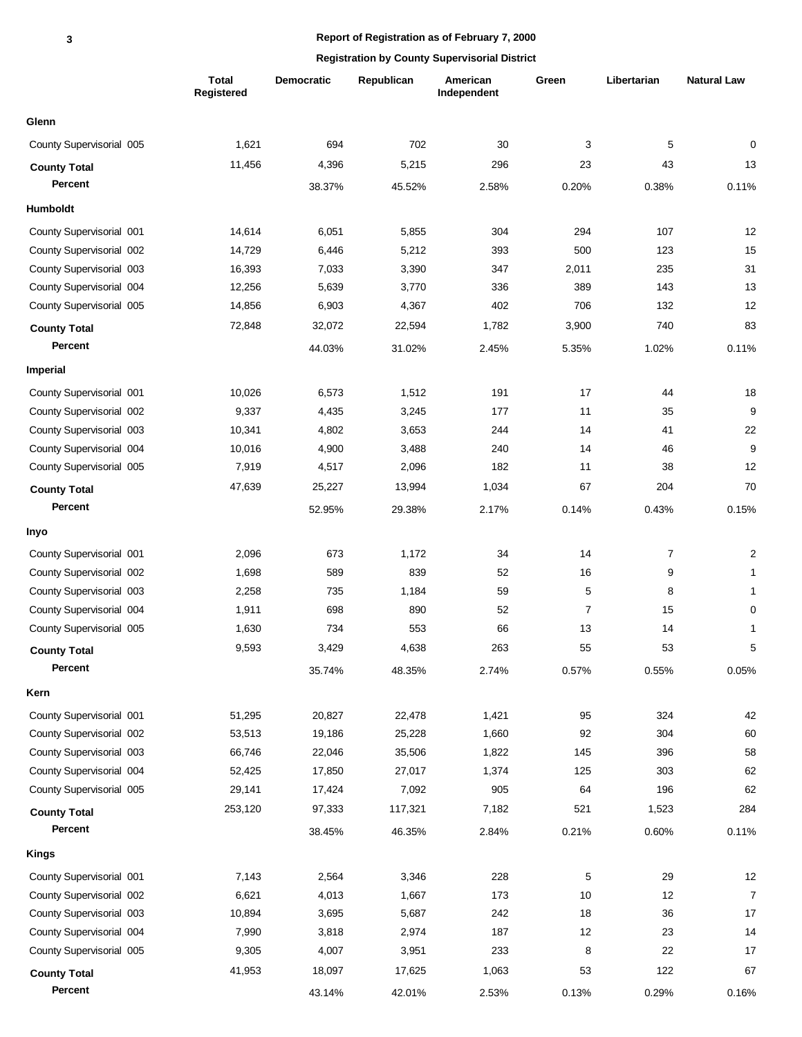**Report of Registration as of February 7, 2000**

**Registration by County Supervisorial District**

| | Total Registered | Democratic | Republican | American Independent | Green | Libertarian | Natural Law |
|---|---|---|---|---|---|---|---|
| **Glenn** | | | | | | | |
| County Supervisorial 005 | 1,621 | 694 | 702 | 30 | 3 | 5 | 0 |
| **County Total** | 11,456 | 4,396 | 5,215 | 296 | 23 | 43 | 13 |
| **Percent** | | 38.37% | 45.52% | 2.58% | 0.20% | 0.38% | 0.11% |
| **Humboldt** | | | | | | | |
| County Supervisorial 001 | 14,614 | 6,051 | 5,855 | 304 | 294 | 107 | 12 |
| County Supervisorial 002 | 14,729 | 6,446 | 5,212 | 393 | 500 | 123 | 15 |
| County Supervisorial 003 | 16,393 | 7,033 | 3,390 | 347 | 2,011 | 235 | 31 |
| County Supervisorial 004 | 12,256 | 5,639 | 3,770 | 336 | 389 | 143 | 13 |
| County Supervisorial 005 | 14,856 | 6,903 | 4,367 | 402 | 706 | 132 | 12 |
| **County Total** | 72,848 | 32,072 | 22,594 | 1,782 | 3,900 | 740 | 83 |
| **Percent** | | 44.03% | 31.02% | 2.45% | 5.35% | 1.02% | 0.11% |
| **Imperial** | | | | | | | |
| County Supervisorial 001 | 10,026 | 6,573 | 1,512 | 191 | 17 | 44 | 18 |
| County Supervisorial 002 | 9,337 | 4,435 | 3,245 | 177 | 11 | 35 | 9 |
| County Supervisorial 003 | 10,341 | 4,802 | 3,653 | 244 | 14 | 41 | 22 |
| County Supervisorial 004 | 10,016 | 4,900 | 3,488 | 240 | 14 | 46 | 9 |
| County Supervisorial 005 | 7,919 | 4,517 | 2,096 | 182 | 11 | 38 | 12 |
| **County Total** | 47,639 | 25,227 | 13,994 | 1,034 | 67 | 204 | 70 |
| **Percent** | | 52.95% | 29.38% | 2.17% | 0.14% | 0.43% | 0.15% |
| **Inyo** | | | | | | | |
| County Supervisorial 001 | 2,096 | 673 | 1,172 | 34 | 14 | 7 | 2 |
| County Supervisorial 002 | 1,698 | 589 | 839 | 52 | 16 | 9 | 1 |
| County Supervisorial 003 | 2,258 | 735 | 1,184 | 59 | 5 | 8 | 1 |
| County Supervisorial 004 | 1,911 | 698 | 890 | 52 | 7 | 15 | 0 |
| County Supervisorial 005 | 1,630 | 734 | 553 | 66 | 13 | 14 | 1 |
| **County Total** | 9,593 | 3,429 | 4,638 | 263 | 55 | 53 | 5 |
| **Percent** | | 35.74% | 48.35% | 2.74% | 0.57% | 0.55% | 0.05% |
| **Kern** | | | | | | | |
| County Supervisorial 001 | 51,295 | 20,827 | 22,478 | 1,421 | 95 | 324 | 42 |
| County Supervisorial 002 | 53,513 | 19,186 | 25,228 | 1,660 | 92 | 304 | 60 |
| County Supervisorial 003 | 66,746 | 22,046 | 35,506 | 1,822 | 145 | 396 | 58 |
| County Supervisorial 004 | 52,425 | 17,850 | 27,017 | 1,374 | 125 | 303 | 62 |
| County Supervisorial 005 | 29,141 | 17,424 | 7,092 | 905 | 64 | 196 | 62 |
| **County Total** | 253,120 | 97,333 | 117,321 | 7,182 | 521 | 1,523 | 284 |
| **Percent** | | 38.45% | 46.35% | 2.84% | 0.21% | 0.60% | 0.11% |
| **Kings** | | | | | | | |
| County Supervisorial 001 | 7,143 | 2,564 | 3,346 | 228 | 5 | 29 | 12 |
| County Supervisorial 002 | 6,621 | 4,013 | 1,667 | 173 | 10 | 12 | 7 |
| County Supervisorial 003 | 10,894 | 3,695 | 5,687 | 242 | 18 | 36 | 17 |
| County Supervisorial 004 | 7,990 | 3,818 | 2,974 | 187 | 12 | 23 | 14 |
| County Supervisorial 005 | 9,305 | 4,007 | 3,951 | 233 | 8 | 22 | 17 |
| **County Total** | 41,953 | 18,097 | 17,625 | 1,063 | 53 | 122 | 67 |
| **Percent** | | 43.14% | 42.01% | 2.53% | 0.13% | 0.29% | 0.16% |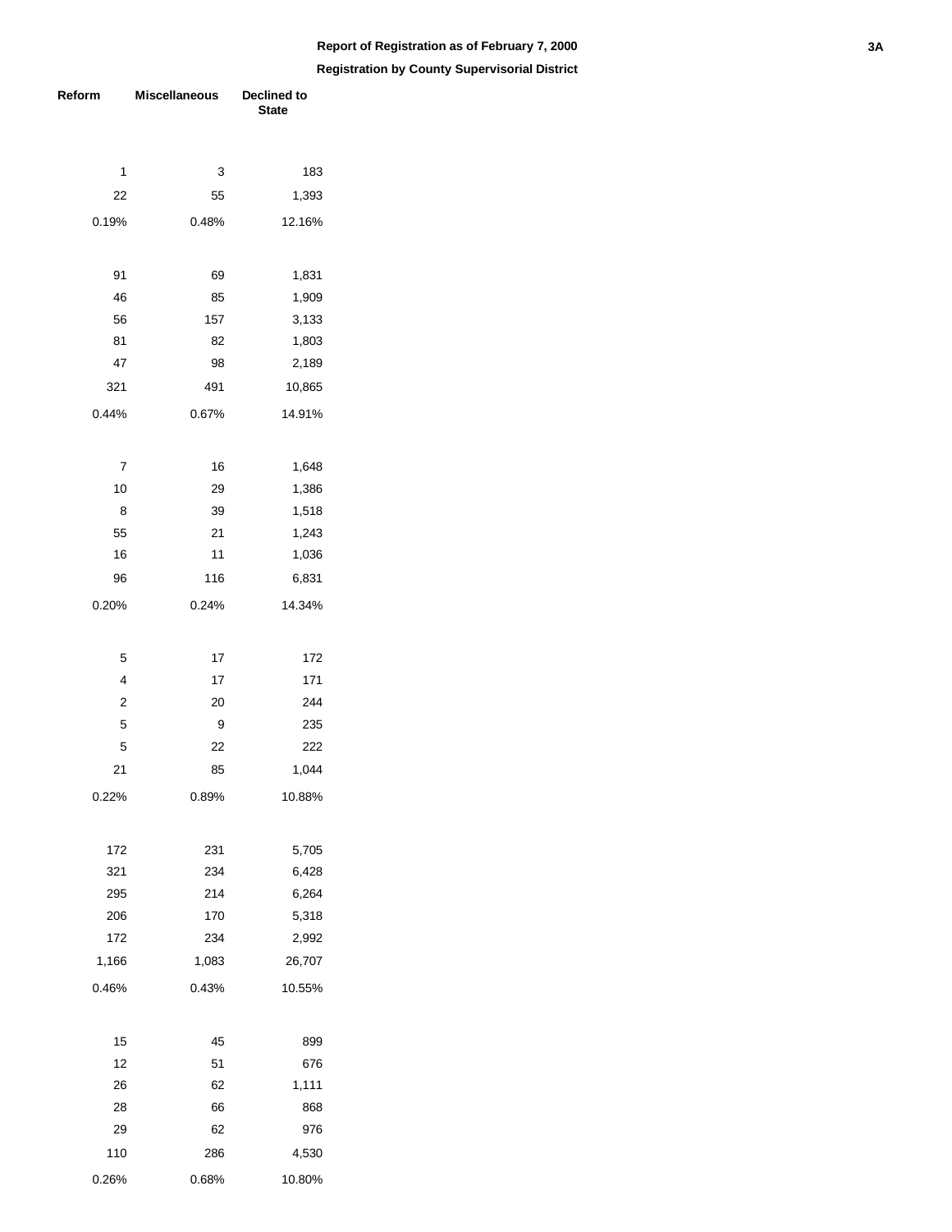**Report of Registration as of February 7, 2000**

**Registration by County Supervisorial District**

| Reform | Miscellaneous | Declined to State |
|---|---|---|
| 1 | 3 | 183 |
| 22 | 55 | 1,393 |
| 0.19% | 0.48% | 12.16% |
| | | |
| 91 | 69 | 1,831 |
| 46 | 85 | 1,909 |
| 56 | 157 | 3,133 |
| 81 | 82 | 1,803 |
| 47 | 98 | 2,189 |
| 321 | 491 | 10,865 |
| 0.44% | 0.67% | 14.91% |
| | | |
| 7 | 16 | 1,648 |
| 10 | 29 | 1,386 |
| 8 | 39 | 1,518 |
| 55 | 21 | 1,243 |
| 16 | 11 | 1,036 |
| 96 | 116 | 6,831 |
| 0.20% | 0.24% | 14.34% |
| | | |
| 5 | 17 | 172 |
| 4 | 17 | 171 |
| 2 | 20 | 244 |
| 5 | 9 | 235 |
| 5 | 22 | 222 |
| 21 | 85 | 1,044 |
| 0.22% | 0.89% | 10.88% |
| | | |
| 172 | 231 | 5,705 |
| 321 | 234 | 6,428 |
| 295 | 214 | 6,264 |
| 206 | 170 | 5,318 |
| 172 | 234 | 2,992 |
| 1,166 | 1,083 | 26,707 |
| 0.46% | 0.43% | 10.55% |
| | | |
| 15 | 45 | 899 |
| 12 | 51 | 676 |
| 26 | 62 | 1,111 |
| 28 | 66 | 868 |
| 29 | 62 | 976 |
| 110 | 286 | 4,530 |
| 0.26% | 0.68% | 10.80% |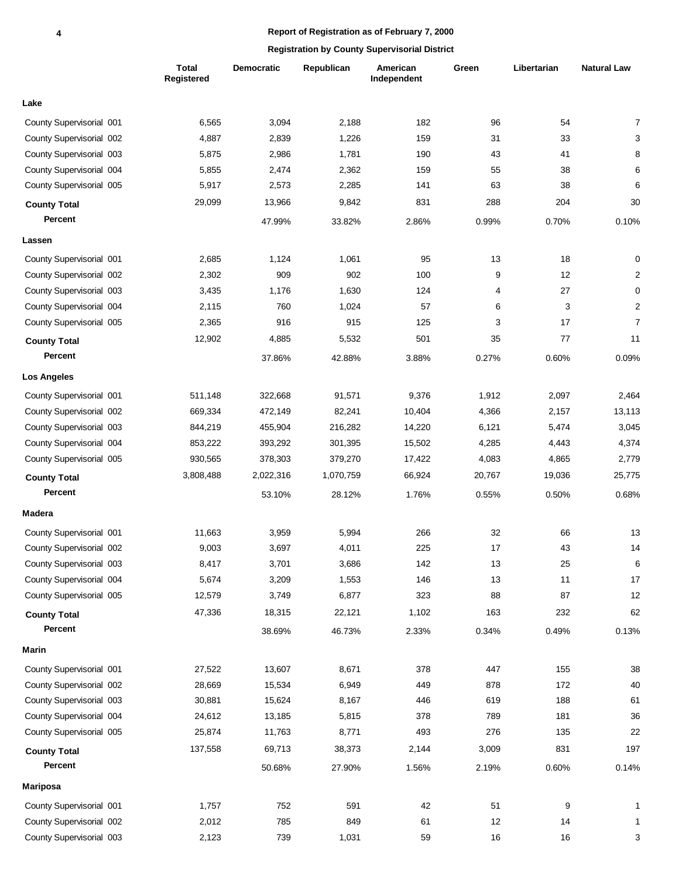**Report of Registration as of February 7, 2000**

**Registration by County Supervisorial District**

| | Total Registered | Democratic | Republican | American Independent | Green | Libertarian | Natural Law |
|---|---|---|---|---|---|---|---|
| **Lake** | | | | | | | |
| County Supervisorial 001 | 6,565 | 3,094 | 2,188 | 182 | 96 | 54 | 7 |
| County Supervisorial 002 | 4,887 | 2,839 | 1,226 | 159 | 31 | 33 | 3 |
| County Supervisorial 003 | 5,875 | 2,986 | 1,781 | 190 | 43 | 41 | 8 |
| County Supervisorial 004 | 5,855 | 2,474 | 2,362 | 159 | 55 | 38 | 6 |
| County Supervisorial 005 | 5,917 | 2,573 | 2,285 | 141 | 63 | 38 | 6 |
| **County Total** | 29,099 | 13,966 | 9,842 | 831 | 288 | 204 | 30 |
| **Percent** | | 47.99% | 33.82% | 2.86% | 0.99% | 0.70% | 0.10% |
| **Lassen** | | | | | | | |
| County Supervisorial 001 | 2,685 | 1,124 | 1,061 | 95 | 13 | 18 | 0 |
| County Supervisorial 002 | 2,302 | 909 | 902 | 100 | 9 | 12 | 2 |
| County Supervisorial 003 | 3,435 | 1,176 | 1,630 | 124 | 4 | 27 | 0 |
| County Supervisorial 004 | 2,115 | 760 | 1,024 | 57 | 6 | 3 | 2 |
| County Supervisorial 005 | 2,365 | 916 | 915 | 125 | 3 | 17 | 7 |
| **County Total** | 12,902 | 4,885 | 5,532 | 501 | 35 | 77 | 11 |
| **Percent** | | 37.86% | 42.88% | 3.88% | 0.27% | 0.60% | 0.09% |
| **Los Angeles** | | | | | | | |
| County Supervisorial 001 | 511,148 | 322,668 | 91,571 | 9,376 | 1,912 | 2,097 | 2,464 |
| County Supervisorial 002 | 669,334 | 472,149 | 82,241 | 10,404 | 4,366 | 2,157 | 13,113 |
| County Supervisorial 003 | 844,219 | 455,904 | 216,282 | 14,220 | 6,121 | 5,474 | 3,045 |
| County Supervisorial 004 | 853,222 | 393,292 | 301,395 | 15,502 | 4,285 | 4,443 | 4,374 |
| County Supervisorial 005 | 930,565 | 378,303 | 379,270 | 17,422 | 4,083 | 4,865 | 2,779 |
| **County Total** | 3,808,488 | 2,022,316 | 1,070,759 | 66,924 | 20,767 | 19,036 | 25,775 |
| **Percent** | | 53.10% | 28.12% | 1.76% | 0.55% | 0.50% | 0.68% |
| **Madera** | | | | | | | |
| County Supervisorial 001 | 11,663 | 3,959 | 5,994 | 266 | 32 | 66 | 13 |
| County Supervisorial 002 | 9,003 | 3,697 | 4,011 | 225 | 17 | 43 | 14 |
| County Supervisorial 003 | 8,417 | 3,701 | 3,686 | 142 | 13 | 25 | 6 |
| County Supervisorial 004 | 5,674 | 3,209 | 1,553 | 146 | 13 | 11 | 17 |
| County Supervisorial 005 | 12,579 | 3,749 | 6,877 | 323 | 88 | 87 | 12 |
| **County Total** | 47,336 | 18,315 | 22,121 | 1,102 | 163 | 232 | 62 |
| **Percent** | | 38.69% | 46.73% | 2.33% | 0.34% | 0.49% | 0.13% |
| **Marin** | | | | | | | |
| County Supervisorial 001 | 27,522 | 13,607 | 8,671 | 378 | 447 | 155 | 38 |
| County Supervisorial 002 | 28,669 | 15,534 | 6,949 | 449 | 878 | 172 | 40 |
| County Supervisorial 003 | 30,881 | 15,624 | 8,167 | 446 | 619 | 188 | 61 |
| County Supervisorial 004 | 24,612 | 13,185 | 5,815 | 378 | 789 | 181 | 36 |
| County Supervisorial 005 | 25,874 | 11,763 | 8,771 | 493 | 276 | 135 | 22 |
| **County Total** | 137,558 | 69,713 | 38,373 | 2,144 | 3,009 | 831 | 197 |
| **Percent** | | 50.68% | 27.90% | 1.56% | 2.19% | 0.60% | 0.14% |
| **Mariposa** | | | | | | | |
| County Supervisorial 001 | 1,757 | 752 | 591 | 42 | 51 | 9 | 1 |
| County Supervisorial 002 | 2,012 | 785 | 849 | 61 | 12 | 14 | 1 |
| County Supervisorial 003 | 2,123 | 739 | 1,031 | 59 | 16 | 16 | 3 |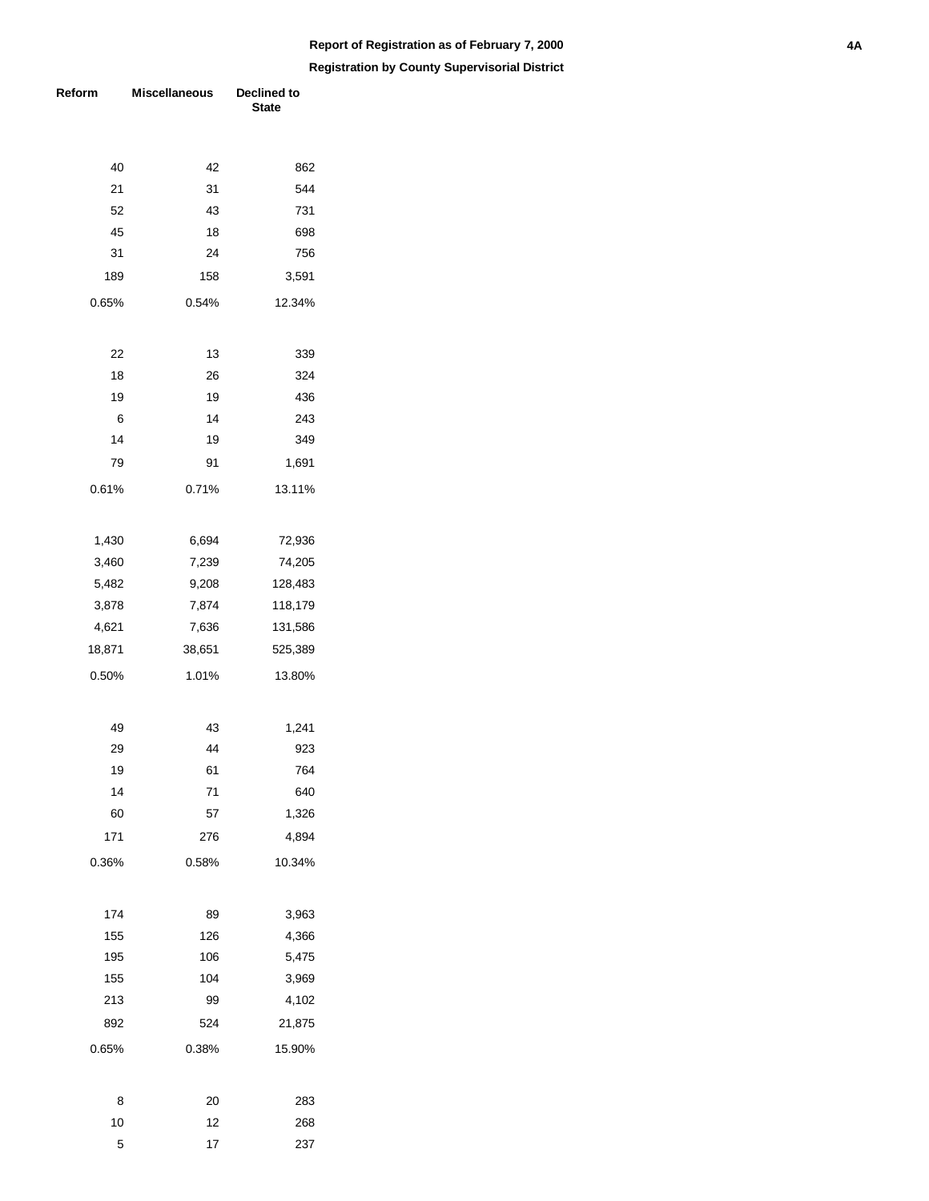**Report of Registration as of February 7, 2000**

**Registration by County Supervisorial District**

| Reform | Miscellaneous | Declined to State |
|---|---|---|
| 40 | 42 | 862 |
| 21 | 31 | 544 |
| 52 | 43 | 731 |
| 45 | 18 | 698 |
| 31 | 24 | 756 |
| 189 | 158 | 3,591 |
| 0.65% | 0.54% | 12.34% |
| | | |
| 22 | 13 | 339 |
| 18 | 26 | 324 |
| 19 | 19 | 436 |
| 6 | 14 | 243 |
| 14 | 19 | 349 |
| 79 | 91 | 1,691 |
| 0.61% | 0.71% | 13.11% |
| | | |
| 1,430 | 6,694 | 72,936 |
| 3,460 | 7,239 | 74,205 |
| 5,482 | 9,208 | 128,483 |
| 3,878 | 7,874 | 118,179 |
| 4,621 | 7,636 | 131,586 |
| 18,871 | 38,651 | 525,389 |
| 0.50% | 1.01% | 13.80% |
| | | |
| 49 | 43 | 1,241 |
| 29 | 44 | 923 |
| 19 | 61 | 764 |
| 14 | 71 | 640 |
| 60 | 57 | 1,326 |
| 171 | 276 | 4,894 |
| 0.36% | 0.58% | 10.34% |
| | | |
| 174 | 89 | 3,963 |
| 155 | 126 | 4,366 |
| 195 | 106 | 5,475 |
| 155 | 104 | 3,969 |
| 213 | 99 | 4,102 |
| 892 | 524 | 21,875 |
| 0.65% | 0.38% | 15.90% |
| | | |
| 8 | 20 | 283 |
| 10 | 12 | 268 |
| 5 | 17 | 237 |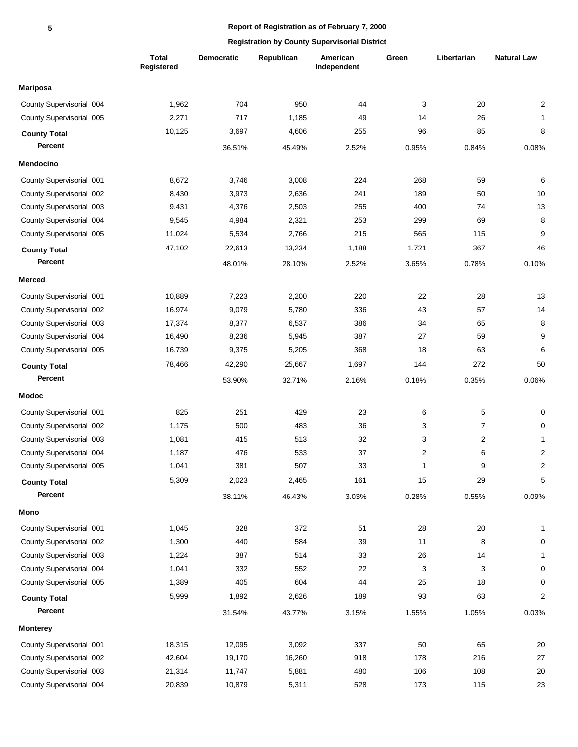**Report of Registration as of February 7, 2000**

**Registration by County Supervisorial District**

| | Total Registered | Democratic | Republican | American Independent | Green | Libertarian | Natural Law |
|---|---|---|---|---|---|---|---|
| **Mariposa** | | | | | | | |
| County Supervisorial 004 | 1,962 | 704 | 950 | 44 | 3 | 20 | 2 |
| County Supervisorial 005 | 2,271 | 717 | 1,185 | 49 | 14 | 26 | 1 |
| **County Total** | 10,125 | 3,697 | 4,606 | 255 | 96 | 85 | 8 |
| **Percent** | | 36.51% | 45.49% | 2.52% | 0.95% | 0.84% | 0.08% |
| **Mendocino** | | | | | | | |
| County Supervisorial 001 | 8,672 | 3,746 | 3,008 | 224 | 268 | 59 | 6 |
| County Supervisorial 002 | 8,430 | 3,973 | 2,636 | 241 | 189 | 50 | 10 |
| County Supervisorial 003 | 9,431 | 4,376 | 2,503 | 255 | 400 | 74 | 13 |
| County Supervisorial 004 | 9,545 | 4,984 | 2,321 | 253 | 299 | 69 | 8 |
| County Supervisorial 005 | 11,024 | 5,534 | 2,766 | 215 | 565 | 115 | 9 |
| **County Total** | 47,102 | 22,613 | 13,234 | 1,188 | 1,721 | 367 | 46 |
| **Percent** | | 48.01% | 28.10% | 2.52% | 3.65% | 0.78% | 0.10% |
| **Merced** | | | | | | | |
| County Supervisorial 001 | 10,889 | 7,223 | 2,200 | 220 | 22 | 28 | 13 |
| County Supervisorial 002 | 16,974 | 9,079 | 5,780 | 336 | 43 | 57 | 14 |
| County Supervisorial 003 | 17,374 | 8,377 | 6,537 | 386 | 34 | 65 | 8 |
| County Supervisorial 004 | 16,490 | 8,236 | 5,945 | 387 | 27 | 59 | 9 |
| County Supervisorial 005 | 16,739 | 9,375 | 5,205 | 368 | 18 | 63 | 6 |
| **County Total** | 78,466 | 42,290 | 25,667 | 1,697 | 144 | 272 | 50 |
| **Percent** | | 53.90% | 32.71% | 2.16% | 0.18% | 0.35% | 0.06% |
| **Modoc** | | | | | | | |
| County Supervisorial 001 | 825 | 251 | 429 | 23 | 6 | 5 | 0 |
| County Supervisorial 002 | 1,175 | 500 | 483 | 36 | 3 | 7 | 0 |
| County Supervisorial 003 | 1,081 | 415 | 513 | 32 | 3 | 2 | 1 |
| County Supervisorial 004 | 1,187 | 476 | 533 | 37 | 2 | 6 | 2 |
| County Supervisorial 005 | 1,041 | 381 | 507 | 33 | 1 | 9 | 2 |
| **County Total** | 5,309 | 2,023 | 2,465 | 161 | 15 | 29 | 5 |
| **Percent** | | 38.11% | 46.43% | 3.03% | 0.28% | 0.55% | 0.09% |
| **Mono** | | | | | | | |
| County Supervisorial 001 | 1,045 | 328 | 372 | 51 | 28 | 20 | 1 |
| County Supervisorial 002 | 1,300 | 440 | 584 | 39 | 11 | 8 | 0 |
| County Supervisorial 003 | 1,224 | 387 | 514 | 33 | 26 | 14 | 1 |
| County Supervisorial 004 | 1,041 | 332 | 552 | 22 | 3 | 3 | 0 |
| County Supervisorial 005 | 1,389 | 405 | 604 | 44 | 25 | 18 | 0 |
| **County Total** | 5,999 | 1,892 | 2,626 | 189 | 93 | 63 | 2 |
| **Percent** | | 31.54% | 43.77% | 3.15% | 1.55% | 1.05% | 0.03% |
| **Monterey** | | | | | | | |
| County Supervisorial 001 | 18,315 | 12,095 | 3,092 | 337 | 50 | 65 | 20 |
| County Supervisorial 002 | 42,604 | 19,170 | 16,260 | 918 | 178 | 216 | 27 |
| County Supervisorial 003 | 21,314 | 11,747 | 5,881 | 480 | 106 | 108 | 20 |
| County Supervisorial 004 | 20,839 | 10,879 | 5,311 | 528 | 173 | 115 | 23 |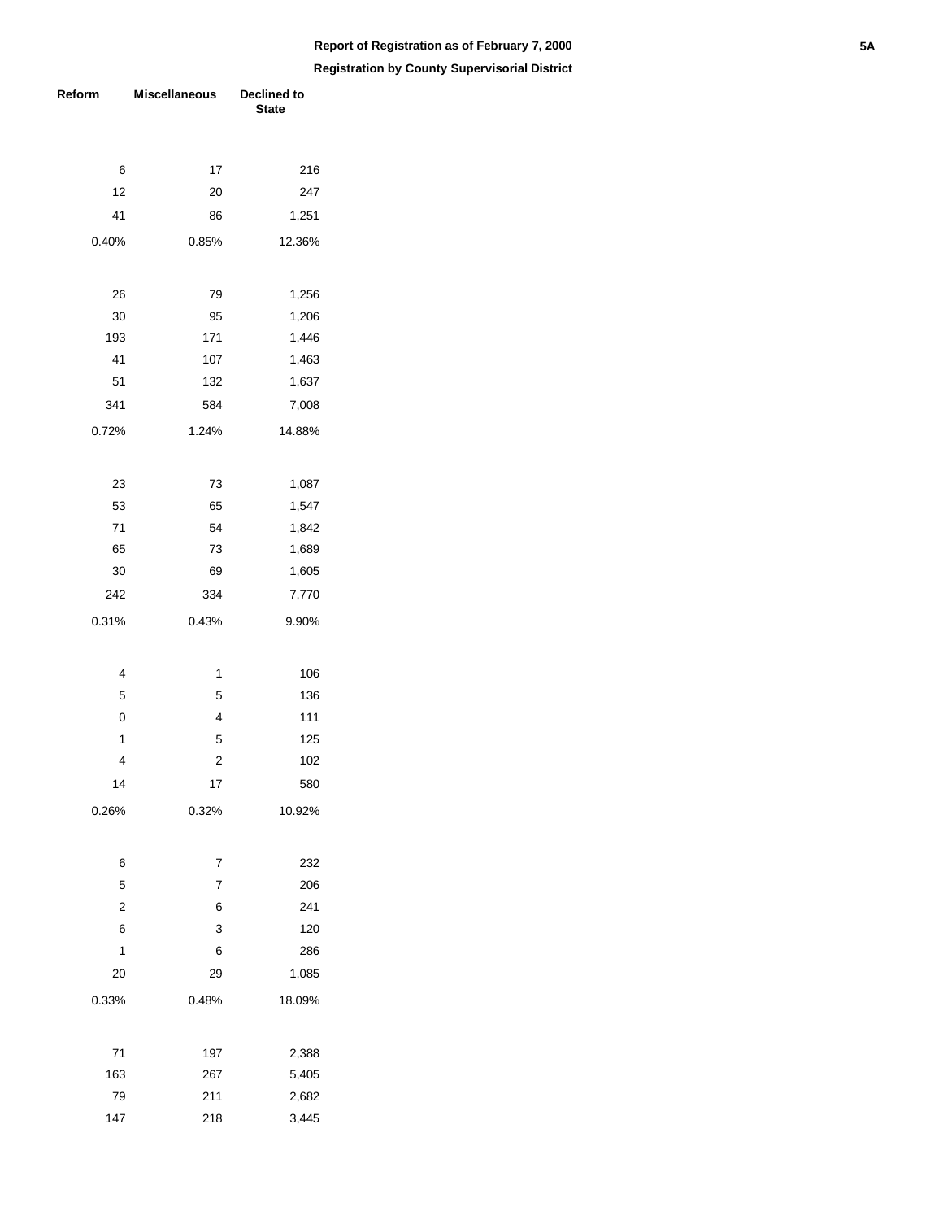**Report of Registration as of February 7, 2000**

**Registration by County Supervisorial District**

| Reform | Miscellaneous | Declined to State |
|---|---|---|
| 6 | 17 | 216 |
| 12 | 20 | 247 |
| 41 | 86 | 1,251 |
| 0.40% | 0.85% | 12.36% |
| | | |
| 26 | 79 | 1,256 |
| 30 | 95 | 1,206 |
| 193 | 171 | 1,446 |
| 41 | 107 | 1,463 |
| 51 | 132 | 1,637 |
| 341 | 584 | 7,008 |
| 0.72% | 1.24% | 14.88% |
| | | |
| 23 | 73 | 1,087 |
| 53 | 65 | 1,547 |
| 71 | 54 | 1,842 |
| 65 | 73 | 1,689 |
| 30 | 69 | 1,605 |
| 242 | 334 | 7,770 |
| 0.31% | 0.43% | 9.90% |
| | | |
| 4 | 1 | 106 |
| 5 | 5 | 136 |
| 0 | 4 | 111 |
| 1 | 5 | 125 |
| 4 | 2 | 102 |
| 14 | 17 | 580 |
| 0.26% | 0.32% | 10.92% |
| | | |
| 6 | 7 | 232 |
| 5 | 7 | 206 |
| 2 | 6 | 241 |
| 6 | 3 | 120 |
| 1 | 6 | 286 |
| 20 | 29 | 1,085 |
| 0.33% | 0.48% | 18.09% |
| | | |
| 71 | 197 | 2,388 |
| 163 | 267 | 5,405 |
| 79 | 211 | 2,682 |
| 147 | 218 | 3,445 |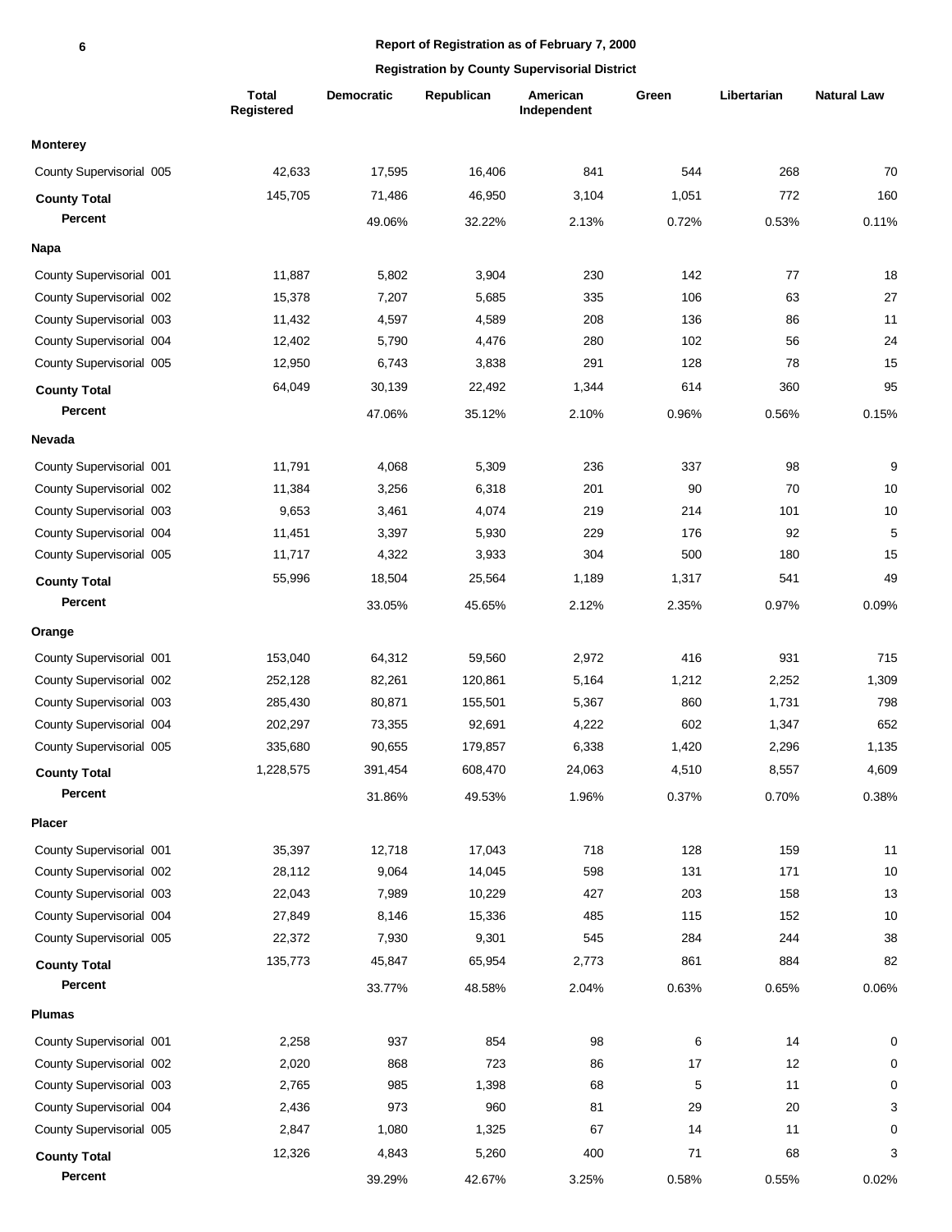**Report of Registration as of February 7, 2000**

**Registration by County Supervisorial District**

| | Total Registered | Democratic | Republican | American Independent | Green | Libertarian | Natural Law |
|---|---|---|---|---|---|---|---|
| **Monterey** | | | | | | | |
| County Supervisorial 005 | 42,633 | 17,595 | 16,406 | 841 | 544 | 268 | 70 |
| **County Total** | 145,705 | 71,486 | 46,950 | 3,104 | 1,051 | 772 | 160 |
| **Percent** | | 49.06% | 32.22% | 2.13% | 0.72% | 0.53% | 0.11% |
| **Napa** | | | | | | | |
| County Supervisorial 001 | 11,887 | 5,802 | 3,904 | 230 | 142 | 77 | 18 |
| County Supervisorial 002 | 15,378 | 7,207 | 5,685 | 335 | 106 | 63 | 27 |
| County Supervisorial 003 | 11,432 | 4,597 | 4,589 | 208 | 136 | 86 | 11 |
| County Supervisorial 004 | 12,402 | 5,790 | 4,476 | 280 | 102 | 56 | 24 |
| County Supervisorial 005 | 12,950 | 6,743 | 3,838 | 291 | 128 | 78 | 15 |
| **County Total** | 64,049 | 30,139 | 22,492 | 1,344 | 614 | 360 | 95 |
| **Percent** | | 47.06% | 35.12% | 2.10% | 0.96% | 0.56% | 0.15% |
| **Nevada** | | | | | | | |
| County Supervisorial 001 | 11,791 | 4,068 | 5,309 | 236 | 337 | 98 | 9 |
| County Supervisorial 002 | 11,384 | 3,256 | 6,318 | 201 | 90 | 70 | 10 |
| County Supervisorial 003 | 9,653 | 3,461 | 4,074 | 219 | 214 | 101 | 10 |
| County Supervisorial 004 | 11,451 | 3,397 | 5,930 | 229 | 176 | 92 | 5 |
| County Supervisorial 005 | 11,717 | 4,322 | 3,933 | 304 | 500 | 180 | 15 |
| **County Total** | 55,996 | 18,504 | 25,564 | 1,189 | 1,317 | 541 | 49 |
| **Percent** | | 33.05% | 45.65% | 2.12% | 2.35% | 0.97% | 0.09% |
| **Orange** | | | | | | | |
| County Supervisorial 001 | 153,040 | 64,312 | 59,560 | 2,972 | 416 | 931 | 715 |
| County Supervisorial 002 | 252,128 | 82,261 | 120,861 | 5,164 | 1,212 | 2,252 | 1,309 |
| County Supervisorial 003 | 285,430 | 80,871 | 155,501 | 5,367 | 860 | 1,731 | 798 |
| County Supervisorial 004 | 202,297 | 73,355 | 92,691 | 4,222 | 602 | 1,347 | 652 |
| County Supervisorial 005 | 335,680 | 90,655 | 179,857 | 6,338 | 1,420 | 2,296 | 1,135 |
| **County Total** | 1,228,575 | 391,454 | 608,470 | 24,063 | 4,510 | 8,557 | 4,609 |
| **Percent** | | 31.86% | 49.53% | 1.96% | 0.37% | 0.70% | 0.38% |
| **Placer** | | | | | | | |
| County Supervisorial 001 | 35,397 | 12,718 | 17,043 | 718 | 128 | 159 | 11 |
| County Supervisorial 002 | 28,112 | 9,064 | 14,045 | 598 | 131 | 171 | 10 |
| County Supervisorial 003 | 22,043 | 7,989 | 10,229 | 427 | 203 | 158 | 13 |
| County Supervisorial 004 | 27,849 | 8,146 | 15,336 | 485 | 115 | 152 | 10 |
| County Supervisorial 005 | 22,372 | 7,930 | 9,301 | 545 | 284 | 244 | 38 |
| **County Total** | 135,773 | 45,847 | 65,954 | 2,773 | 861 | 884 | 82 |
| **Percent** | | 33.77% | 48.58% | 2.04% | 0.63% | 0.65% | 0.06% |
| **Plumas** | | | | | | | |
| County Supervisorial 001 | 2,258 | 937 | 854 | 98 | 6 | 14 | 0 |
| County Supervisorial 002 | 2,020 | 868 | 723 | 86 | 17 | 12 | 0 |
| County Supervisorial 003 | 2,765 | 985 | 1,398 | 68 | 5 | 11 | 0 |
| County Supervisorial 004 | 2,436 | 973 | 960 | 81 | 29 | 20 | 3 |
| County Supervisorial 005 | 2,847 | 1,080 | 1,325 | 67 | 14 | 11 | 0 |
| **County Total** | 12,326 | 4,843 | 5,260 | 400 | 71 | 68 | 3 |
| **Percent** | | 39.29% | 42.67% | 3.25% | 0.58% | 0.55% | 0.02% |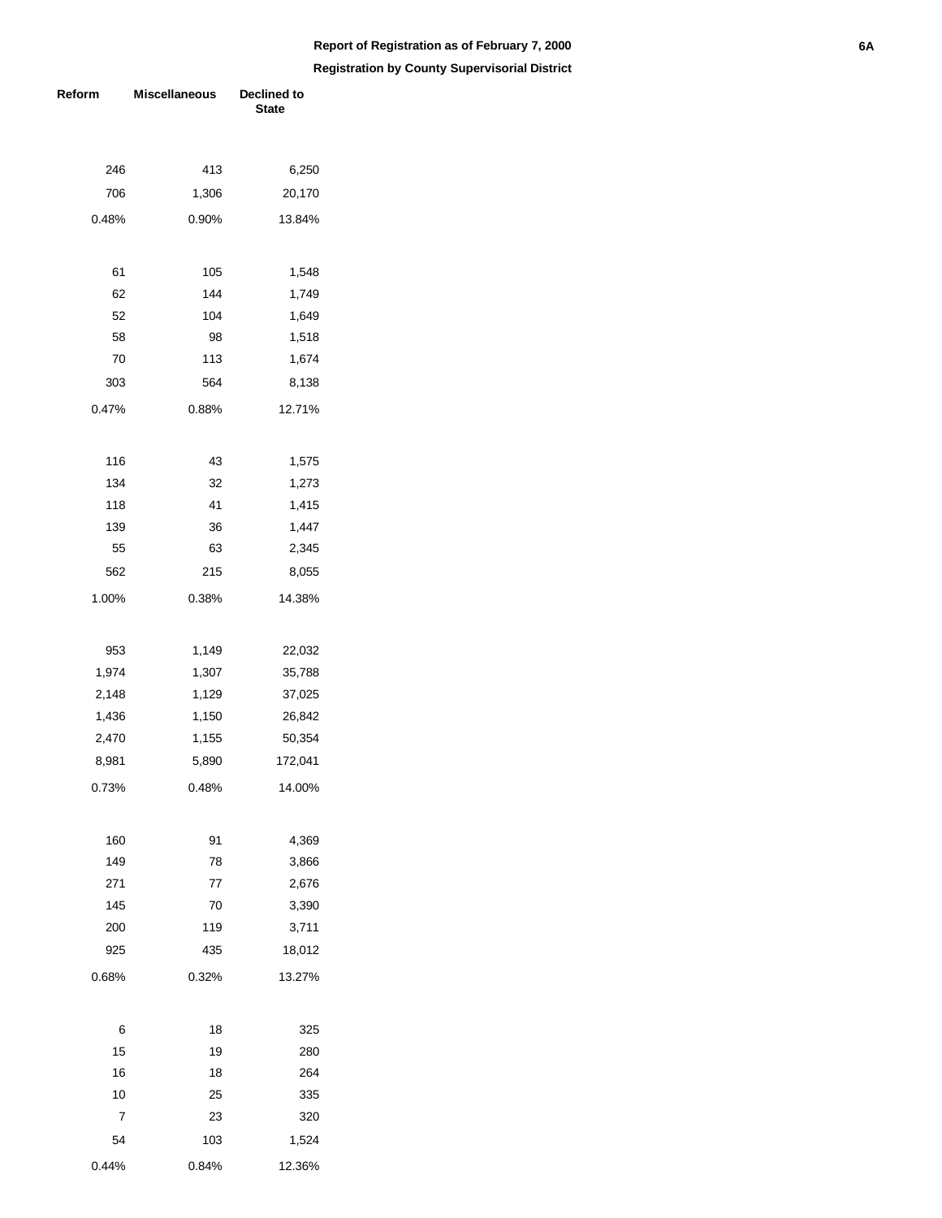**Report of Registration as of February 7, 2000**

**Registration by County Supervisorial District**

| Reform | Miscellaneous | Declined to State |
|---|---|---|
| 246 | 413 | 6,250 |
| 706 | 1,306 | 20,170 |
| 0.48% | 0.90% | 13.84% |
| | | |
| 61 | 105 | 1,548 |
| 62 | 144 | 1,749 |
| 52 | 104 | 1,649 |
| 58 | 98 | 1,518 |
| 70 | 113 | 1,674 |
| 303 | 564 | 8,138 |
| 0.47% | 0.88% | 12.71% |
| | | |
| 116 | 43 | 1,575 |
| 134 | 32 | 1,273 |
| 118 | 41 | 1,415 |
| 139 | 36 | 1,447 |
| 55 | 63 | 2,345 |
| 562 | 215 | 8,055 |
| 1.00% | 0.38% | 14.38% |
| | | |
| 953 | 1,149 | 22,032 |
| 1,974 | 1,307 | 35,788 |
| 2,148 | 1,129 | 37,025 |
| 1,436 | 1,150 | 26,842 |
| 2,470 | 1,155 | 50,354 |
| 8,981 | 5,890 | 172,041 |
| 0.73% | 0.48% | 14.00% |
| | | |
| 160 | 91 | 4,369 |
| 149 | 78 | 3,866 |
| 271 | 77 | 2,676 |
| 145 | 70 | 3,390 |
| 200 | 119 | 3,711 |
| 925 | 435 | 18,012 |
| 0.68% | 0.32% | 13.27% |
| | | |
| 6 | 18 | 325 |
| 15 | 19 | 280 |
| 16 | 18 | 264 |
| 10 | 25 | 335 |
| 7 | 23 | 320 |
| 54 | 103 | 1,524 |
| 0.44% | 0.84% | 12.36% |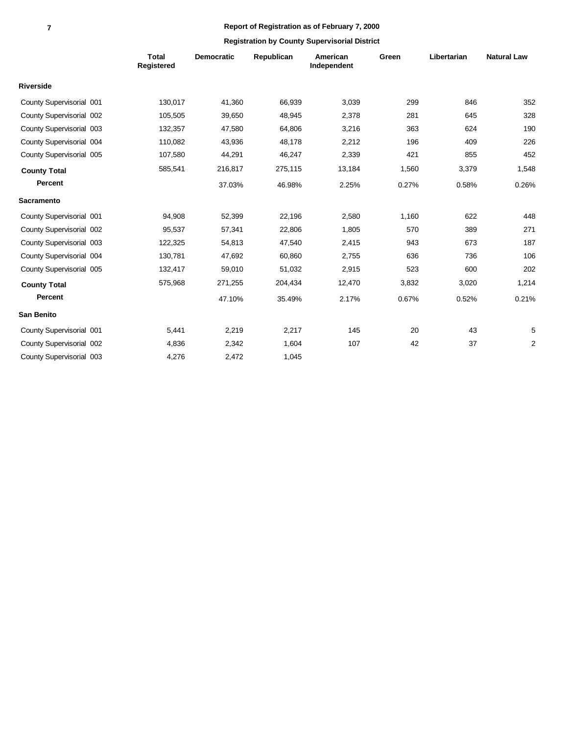### Report of Registration as of February 7, 2000

### Registration by County Supervisorial District

| | Total Registered | Democratic | Republican | American Independent | Green | Libertarian | Natural Law |
|---|---|---|---|---|---|---|---|
| **Riverside** | | | | | | | |
| County Supervisorial 001 | 130,017 | 41,360 | 66,939 | 3,039 | 299 | 846 | 352 |
| County Supervisorial 002 | 105,505 | 39,650 | 48,945 | 2,378 | 281 | 645 | 328 |
| County Supervisorial 003 | 132,357 | 47,580 | 64,806 | 3,216 | 363 | 624 | 190 |
| County Supervisorial 004 | 110,082 | 43,936 | 48,178 | 2,212 | 196 | 409 | 226 |
| County Supervisorial 005 | 107,580 | 44,291 | 46,247 | 2,339 | 421 | 855 | 452 |
| **County Total** | 585,541 | 216,817 | 275,115 | 13,184 | 1,560 | 3,379 | 1,548 |
| **Percent** | | 37.03% | 46.98% | 2.25% | 0.27% | 0.58% | 0.26% |
| **Sacramento** | | | | | | | |
| County Supervisorial 001 | 94,908 | 52,399 | 22,196 | 2,580 | 1,160 | 622 | 448 |
| County Supervisorial 002 | 95,537 | 57,341 | 22,806 | 1,805 | 570 | 389 | 271 |
| County Supervisorial 003 | 122,325 | 54,813 | 47,540 | 2,415 | 943 | 673 | 187 |
| County Supervisorial 004 | 130,781 | 47,692 | 60,860 | 2,755 | 636 | 736 | 106 |
| County Supervisorial 005 | 132,417 | 59,010 | 51,032 | 2,915 | 523 | 600 | 202 |
| **County Total** | 575,968 | 271,255 | 204,434 | 12,470 | 3,832 | 3,020 | 1,214 |
| **Percent** | | 47.10% | 35.49% | 2.17% | 0.67% | 0.52% | 0.21% |
| **San Benito** | | | | | | | |
| County Supervisorial 001 | 5,441 | 2,219 | 2,217 | 145 | 20 | 43 | 5 |
| County Supervisorial 002 | 4,836 | 2,342 | 1,604 | 107 | 42 | 37 | 2 |
| County Supervisorial 003 | 4,276 | 2,472 | 1,045 | | | | |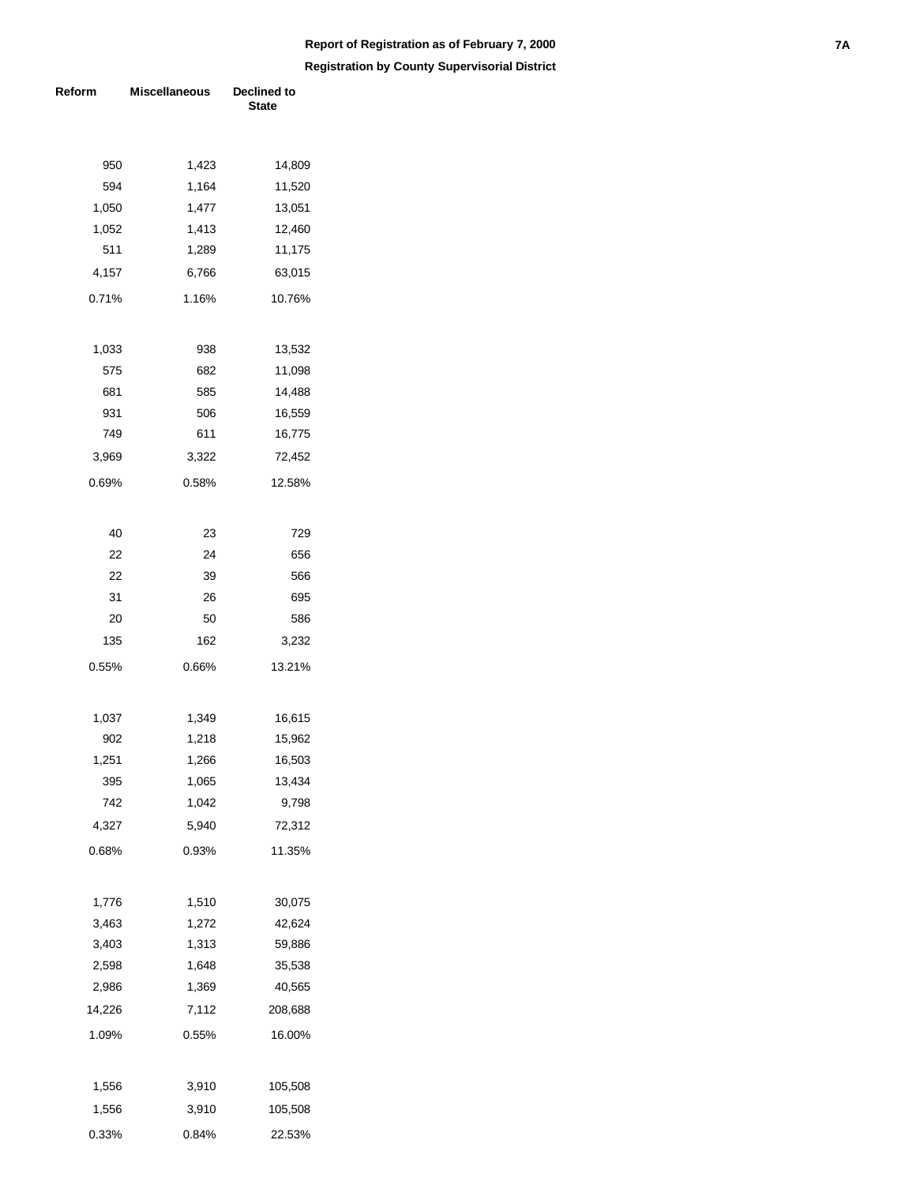## Report of Registration as of February 7, 2000

### Registration by County Supervisorial District

| Reform | Miscellaneous | Declined to State |
|---|---|---|
| 950 | 1,423 | 14,809 |
| 594 | 1,164 | 11,520 |
| 1,050 | 1,477 | 13,051 |
| 1,052 | 1,413 | 12,460 |
| 511 | 1,289 | 11,175 |
| 4,157 | 6,766 | 63,015 |
| 0.71% | 1.16% | 10.76% |
| | | |
| 1,033 | 938 | 13,532 |
| 575 | 682 | 11,098 |
| 681 | 585 | 14,488 |
| 931 | 506 | 16,559 |
| 749 | 611 | 16,775 |
| 3,969 | 3,322 | 72,452 |
| 0.69% | 0.58% | 12.58% |
| | | |
| 40 | 23 | 729 |
| 22 | 24 | 656 |
| 22 | 39 | 566 |
| 31 | 26 | 695 |
| 20 | 50 | 586 |
| 135 | 162 | 3,232 |
| 0.55% | 0.66% | 13.21% |
| | | |
| 1,037 | 1,349 | 16,615 |
| 902 | 1,218 | 15,962 |
| 1,251 | 1,266 | 16,503 |
| 395 | 1,065 | 13,434 |
| 742 | 1,042 | 9,798 |
| 4,327 | 5,940 | 72,312 |
| 0.68% | 0.93% | 11.35% |
| | | |
| 1,776 | 1,510 | 30,075 |
| 3,463 | 1,272 | 42,624 |
| 3,403 | 1,313 | 59,886 |
| 2,598 | 1,648 | 35,538 |
| 2,986 | 1,369 | 40,565 |
| 14,226 | 7,112 | 208,688 |
| 1.09% | 0.55% | 16.00% |
| | | |
| 1,556 | 3,910 | 105,508 |
| 1,556 | 3,910 | 105,508 |
| 0.33% | 0.84% | 22.53% |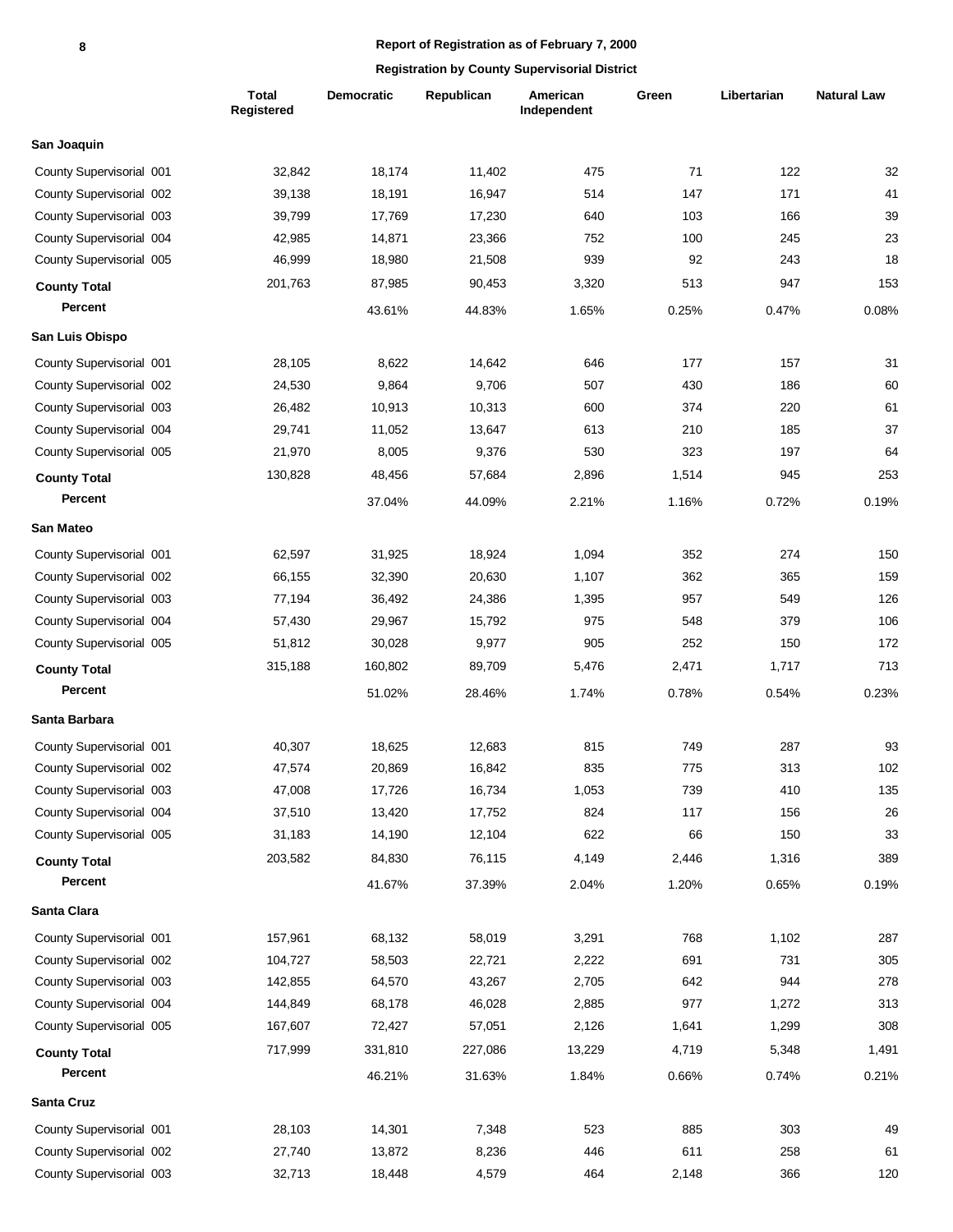**Report of Registration as of February 7, 2000**

**Registration by County Supervisorial District**

| | Total Registered | Democratic | Republican | American Independent | Green | Libertarian | Natural Law |
|---|---|---|---|---|---|---|---|
| **San Joaquin** | | | | | | | |
| County Supervisorial 001 | 32,842 | 18,174 | 11,402 | 475 | 71 | 122 | 32 |
| County Supervisorial 002 | 39,138 | 18,191 | 16,947 | 514 | 147 | 171 | 41 |
| County Supervisorial 003 | 39,799 | 17,769 | 17,230 | 640 | 103 | 166 | 39 |
| County Supervisorial 004 | 42,985 | 14,871 | 23,366 | 752 | 100 | 245 | 23 |
| County Supervisorial 005 | 46,999 | 18,980 | 21,508 | 939 | 92 | 243 | 18 |
| **County Total** | 201,763 | 87,985 | 90,453 | 3,320 | 513 | 947 | 153 |
| **Percent** | | 43.61% | 44.83% | 1.65% | 0.25% | 0.47% | 0.08% |
| **San Luis Obispo** | | | | | | | |
| County Supervisorial 001 | 28,105 | 8,622 | 14,642 | 646 | 177 | 157 | 31 |
| County Supervisorial 002 | 24,530 | 9,864 | 9,706 | 507 | 430 | 186 | 60 |
| County Supervisorial 003 | 26,482 | 10,913 | 10,313 | 600 | 374 | 220 | 61 |
| County Supervisorial 004 | 29,741 | 11,052 | 13,647 | 613 | 210 | 185 | 37 |
| County Supervisorial 005 | 21,970 | 8,005 | 9,376 | 530 | 323 | 197 | 64 |
| **County Total** | 130,828 | 48,456 | 57,684 | 2,896 | 1,514 | 945 | 253 |
| **Percent** | | 37.04% | 44.09% | 2.21% | 1.16% | 0.72% | 0.19% |
| **San Mateo** | | | | | | | |
| County Supervisorial 001 | 62,597 | 31,925 | 18,924 | 1,094 | 352 | 274 | 150 |
| County Supervisorial 002 | 66,155 | 32,390 | 20,630 | 1,107 | 362 | 365 | 159 |
| County Supervisorial 003 | 77,194 | 36,492 | 24,386 | 1,395 | 957 | 549 | 126 |
| County Supervisorial 004 | 57,430 | 29,967 | 15,792 | 975 | 548 | 379 | 106 |
| County Supervisorial 005 | 51,812 | 30,028 | 9,977 | 905 | 252 | 150 | 172 |
| **County Total** | 315,188 | 160,802 | 89,709 | 5,476 | 2,471 | 1,717 | 713 |
| **Percent** | | 51.02% | 28.46% | 1.74% | 0.78% | 0.54% | 0.23% |
| **Santa Barbara** | | | | | | | |
| County Supervisorial 001 | 40,307 | 18,625 | 12,683 | 815 | 749 | 287 | 93 |
| County Supervisorial 002 | 47,574 | 20,869 | 16,842 | 835 | 775 | 313 | 102 |
| County Supervisorial 003 | 47,008 | 17,726 | 16,734 | 1,053 | 739 | 410 | 135 |
| County Supervisorial 004 | 37,510 | 13,420 | 17,752 | 824 | 117 | 156 | 26 |
| County Supervisorial 005 | 31,183 | 14,190 | 12,104 | 622 | 66 | 150 | 33 |
| **County Total** | 203,582 | 84,830 | 76,115 | 4,149 | 2,446 | 1,316 | 389 |
| **Percent** | | 41.67% | 37.39% | 2.04% | 1.20% | 0.65% | 0.19% |
| **Santa Clara** | | | | | | | |
| County Supervisorial 001 | 157,961 | 68,132 | 58,019 | 3,291 | 768 | 1,102 | 287 |
| County Supervisorial 002 | 104,727 | 58,503 | 22,721 | 2,222 | 691 | 731 | 305 |
| County Supervisorial 003 | 142,855 | 64,570 | 43,267 | 2,705 | 642 | 944 | 278 |
| County Supervisorial 004 | 144,849 | 68,178 | 46,028 | 2,885 | 977 | 1,272 | 313 |
| County Supervisorial 005 | 167,607 | 72,427 | 57,051 | 2,126 | 1,641 | 1,299 | 308 |
| **County Total** | 717,999 | 331,810 | 227,086 | 13,229 | 4,719 | 5,348 | 1,491 |
| **Percent** | | 46.21% | 31.63% | 1.84% | 0.66% | 0.74% | 0.21% |
| **Santa Cruz** | | | | | | | |
| County Supervisorial 001 | 28,103 | 14,301 | 7,348 | 523 | 885 | 303 | 49 |
| County Supervisorial 002 | 27,740 | 13,872 | 8,236 | 446 | 611 | 258 | 61 |
| County Supervisorial 003 | 32,713 | 18,448 | 4,579 | 464 | 2,148 | 366 | 120 |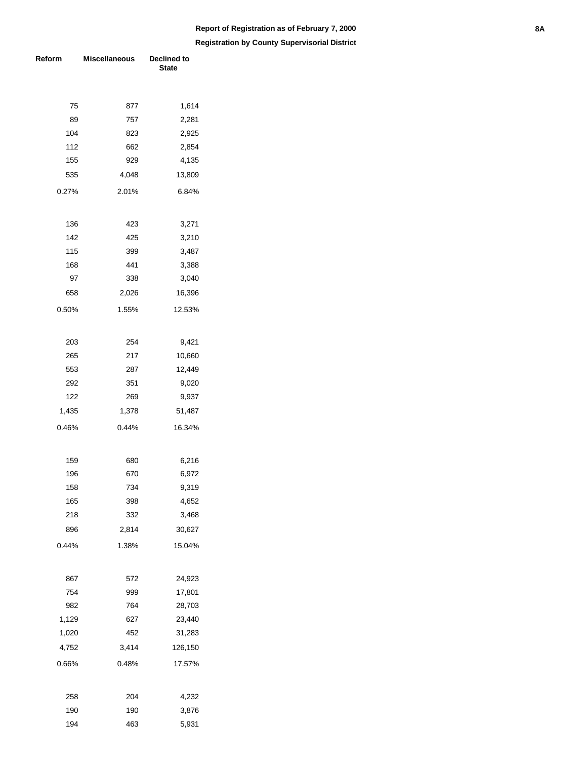**Report of Registration as of February 7, 2000**

**Registration by County Supervisorial District**

| Reform | Miscellaneous | Declined to State |
|---|---|---|
| 75 | 877 | 1,614 |
| 89 | 757 | 2,281 |
| 104 | 823 | 2,925 |
| 112 | 662 | 2,854 |
| 155 | 929 | 4,135 |
| 535 | 4,048 | 13,809 |
| 0.27% | 2.01% | 6.84% |
| | | |
| 136 | 423 | 3,271 |
| 142 | 425 | 3,210 |
| 115 | 399 | 3,487 |
| 168 | 441 | 3,388 |
| 97 | 338 | 3,040 |
| 658 | 2,026 | 16,396 |
| 0.50% | 1.55% | 12.53% |
| | | |
| 203 | 254 | 9,421 |
| 265 | 217 | 10,660 |
| 553 | 287 | 12,449 |
| 292 | 351 | 9,020 |
| 122 | 269 | 9,937 |
| 1,435 | 1,378 | 51,487 |
| 0.46% | 0.44% | 16.34% |
| | | |
| 159 | 680 | 6,216 |
| 196 | 670 | 6,972 |
| 158 | 734 | 9,319 |
| 165 | 398 | 4,652 |
| 218 | 332 | 3,468 |
| 896 | 2,814 | 30,627 |
| 0.44% | 1.38% | 15.04% |
| | | |
| 867 | 572 | 24,923 |
| 754 | 999 | 17,801 |
| 982 | 764 | 28,703 |
| 1,129 | 627 | 23,440 |
| 1,020 | 452 | 31,283 |
| 4,752 | 3,414 | 126,150 |
| 0.66% | 0.48% | 17.57% |
| | | |
| 258 | 204 | 4,232 |
| 190 | 190 | 3,876 |
| 194 | 463 | 5,931 |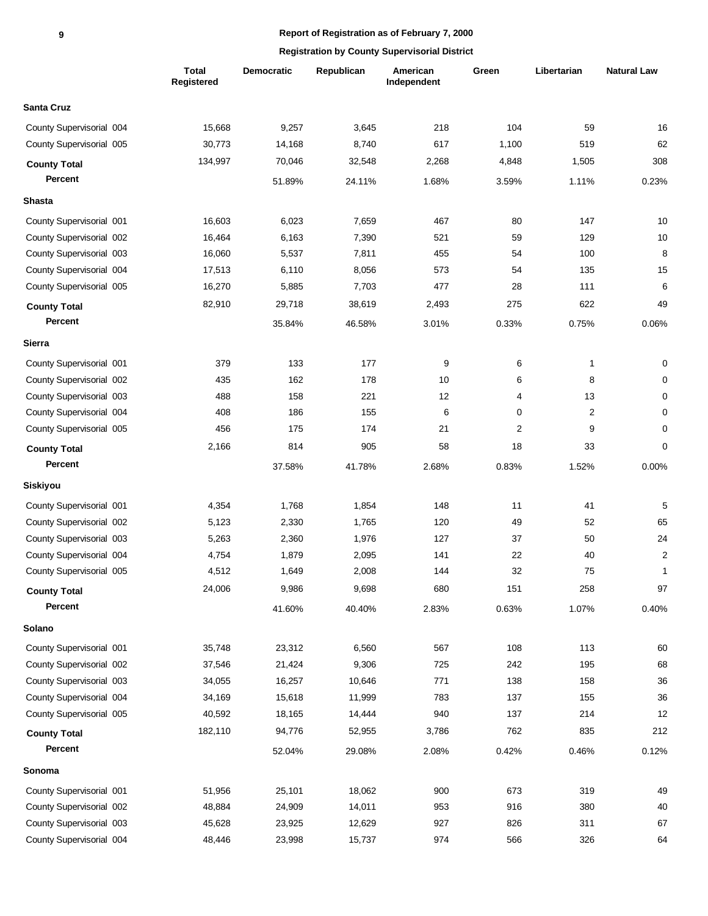**Report of Registration as of February 7, 2000**

**Registration by County Supervisorial District**

| | Total Registered | Democratic | Republican | American Independent | Green | Libertarian | Natural Law |
|---|---|---|---|---|---|---|---|
| **Santa Cruz** | | | | | | | |
| County Supervisorial 004 | 15,668 | 9,257 | 3,645 | 218 | 104 | 59 | 16 |
| County Supervisorial 005 | 30,773 | 14,168 | 8,740 | 617 | 1,100 | 519 | 62 |
| **County Total** | 134,997 | 70,046 | 32,548 | 2,268 | 4,848 | 1,505 | 308 |
| **Percent** | | 51.89% | 24.11% | 1.68% | 3.59% | 1.11% | 0.23% |
| **Shasta** | | | | | | | |
| County Supervisorial 001 | 16,603 | 6,023 | 7,659 | 467 | 80 | 147 | 10 |
| County Supervisorial 002 | 16,464 | 6,163 | 7,390 | 521 | 59 | 129 | 10 |
| County Supervisorial 003 | 16,060 | 5,537 | 7,811 | 455 | 54 | 100 | 8 |
| County Supervisorial 004 | 17,513 | 6,110 | 8,056 | 573 | 54 | 135 | 15 |
| County Supervisorial 005 | 16,270 | 5,885 | 7,703 | 477 | 28 | 111 | 6 |
| **County Total** | 82,910 | 29,718 | 38,619 | 2,493 | 275 | 622 | 49 |
| **Percent** | | 35.84% | 46.58% | 3.01% | 0.33% | 0.75% | 0.06% |
| **Sierra** | | | | | | | |
| County Supervisorial 001 | 379 | 133 | 177 | 9 | 6 | 1 | 0 |
| County Supervisorial 002 | 435 | 162 | 178 | 10 | 6 | 8 | 0 |
| County Supervisorial 003 | 488 | 158 | 221 | 12 | 4 | 13 | 0 |
| County Supervisorial 004 | 408 | 186 | 155 | 6 | 0 | 2 | 0 |
| County Supervisorial 005 | 456 | 175 | 174 | 21 | 2 | 9 | 0 |
| **County Total** | 2,166 | 814 | 905 | 58 | 18 | 33 | 0 |
| **Percent** | | 37.58% | 41.78% | 2.68% | 0.83% | 1.52% | 0.00% |
| **Siskiyou** | | | | | | | |
| County Supervisorial 001 | 4,354 | 1,768 | 1,854 | 148 | 11 | 41 | 5 |
| County Supervisorial 002 | 5,123 | 2,330 | 1,765 | 120 | 49 | 52 | 65 |
| County Supervisorial 003 | 5,263 | 2,360 | 1,976 | 127 | 37 | 50 | 24 |
| County Supervisorial 004 | 4,754 | 1,879 | 2,095 | 141 | 22 | 40 | 2 |
| County Supervisorial 005 | 4,512 | 1,649 | 2,008 | 144 | 32 | 75 | 1 |
| **County Total** | 24,006 | 9,986 | 9,698 | 680 | 151 | 258 | 97 |
| **Percent** | | 41.60% | 40.40% | 2.83% | 0.63% | 1.07% | 0.40% |
| **Solano** | | | | | | | |
| County Supervisorial 001 | 35,748 | 23,312 | 6,560 | 567 | 108 | 113 | 60 |
| County Supervisorial 002 | 37,546 | 21,424 | 9,306 | 725 | 242 | 195 | 68 |
| County Supervisorial 003 | 34,055 | 16,257 | 10,646 | 771 | 138 | 158 | 36 |
| County Supervisorial 004 | 34,169 | 15,618 | 11,999 | 783 | 137 | 155 | 36 |
| County Supervisorial 005 | 40,592 | 18,165 | 14,444 | 940 | 137 | 214 | 12 |
| **County Total** | 182,110 | 94,776 | 52,955 | 3,786 | 762 | 835 | 212 |
| **Percent** | | 52.04% | 29.08% | 2.08% | 0.42% | 0.46% | 0.12% |
| **Sonoma** | | | | | | | |
| County Supervisorial 001 | 51,956 | 25,101 | 18,062 | 900 | 673 | 319 | 49 |
| County Supervisorial 002 | 48,884 | 24,909 | 14,011 | 953 | 916 | 380 | 40 |
| County Supervisorial 003 | 45,628 | 23,925 | 12,629 | 927 | 826 | 311 | 67 |
| County Supervisorial 004 | 48,446 | 23,998 | 15,737 | 974 | 566 | 326 | 64 |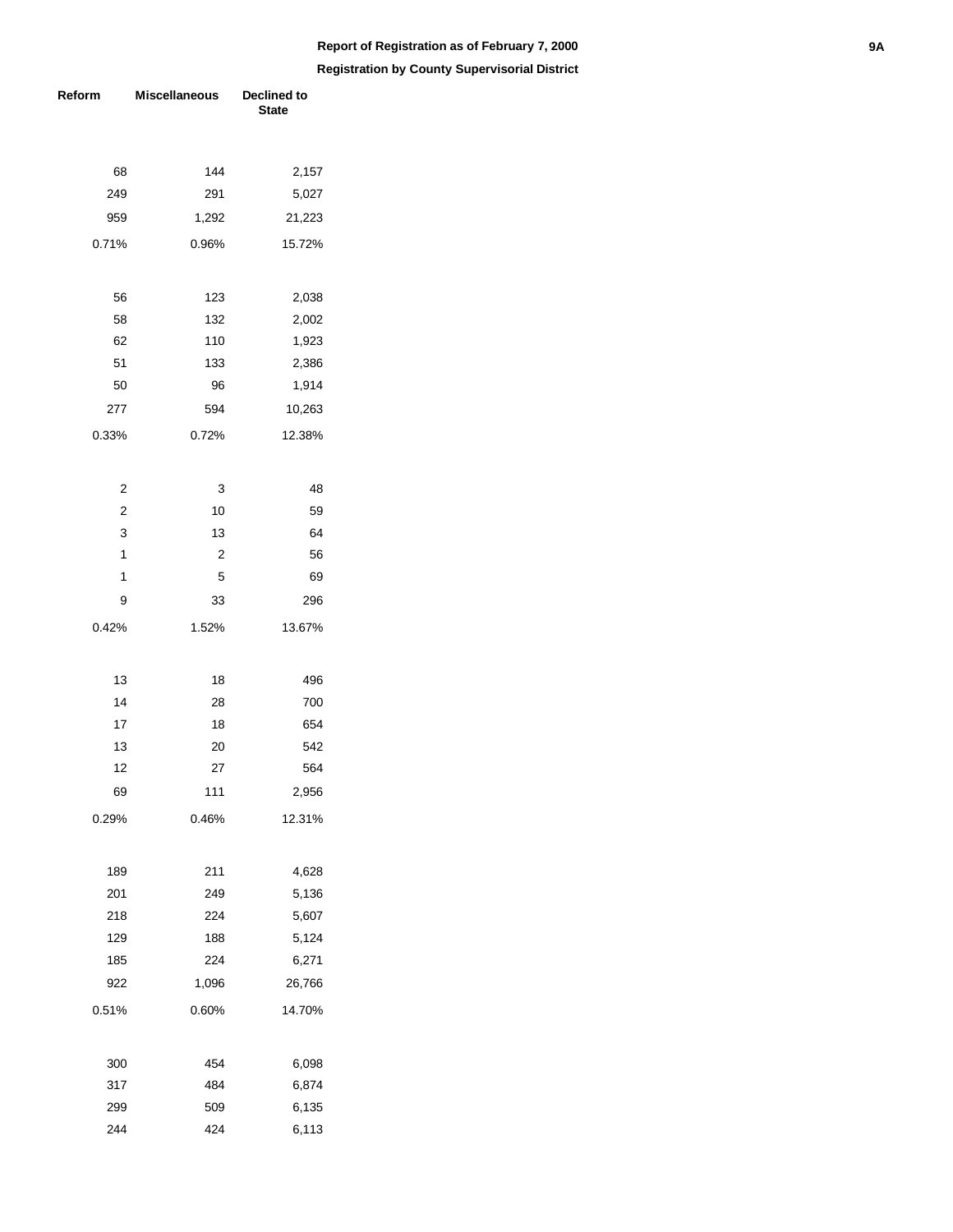**Report of Registration as of February 7, 2000**

**Registration by County Supervisorial District**

| Reform | Miscellaneous | Declined to State |
|---|---|---|
| 68 | 144 | 2,157 |
| 249 | 291 | 5,027 |
| 959 | 1,292 | 21,223 |
| 0.71% | 0.96% | 15.72% |
| | | |
| 56 | 123 | 2,038 |
| 58 | 132 | 2,002 |
| 62 | 110 | 1,923 |
| 51 | 133 | 2,386 |
| 50 | 96 | 1,914 |
| 277 | 594 | 10,263 |
| 0.33% | 0.72% | 12.38% |
| | | |
| 2 | 3 | 48 |
| 2 | 10 | 59 |
| 3 | 13 | 64 |
| 1 | 2 | 56 |
| 1 | 5 | 69 |
| 9 | 33 | 296 |
| 0.42% | 1.52% | 13.67% |
| | | |
| 13 | 18 | 496 |
| 14 | 28 | 700 |
| 17 | 18 | 654 |
| 13 | 20 | 542 |
| 12 | 27 | 564 |
| 69 | 111 | 2,956 |
| 0.29% | 0.46% | 12.31% |
| | | |
| 189 | 211 | 4,628 |
| 201 | 249 | 5,136 |
| 218 | 224 | 5,607 |
| 129 | 188 | 5,124 |
| 185 | 224 | 6,271 |
| 922 | 1,096 | 26,766 |
| 0.51% | 0.60% | 14.70% |
| | | |
| 300 | 454 | 6,098 |
| 317 | 484 | 6,874 |
| 299 | 509 | 6,135 |
| 244 | 424 | 6,113 |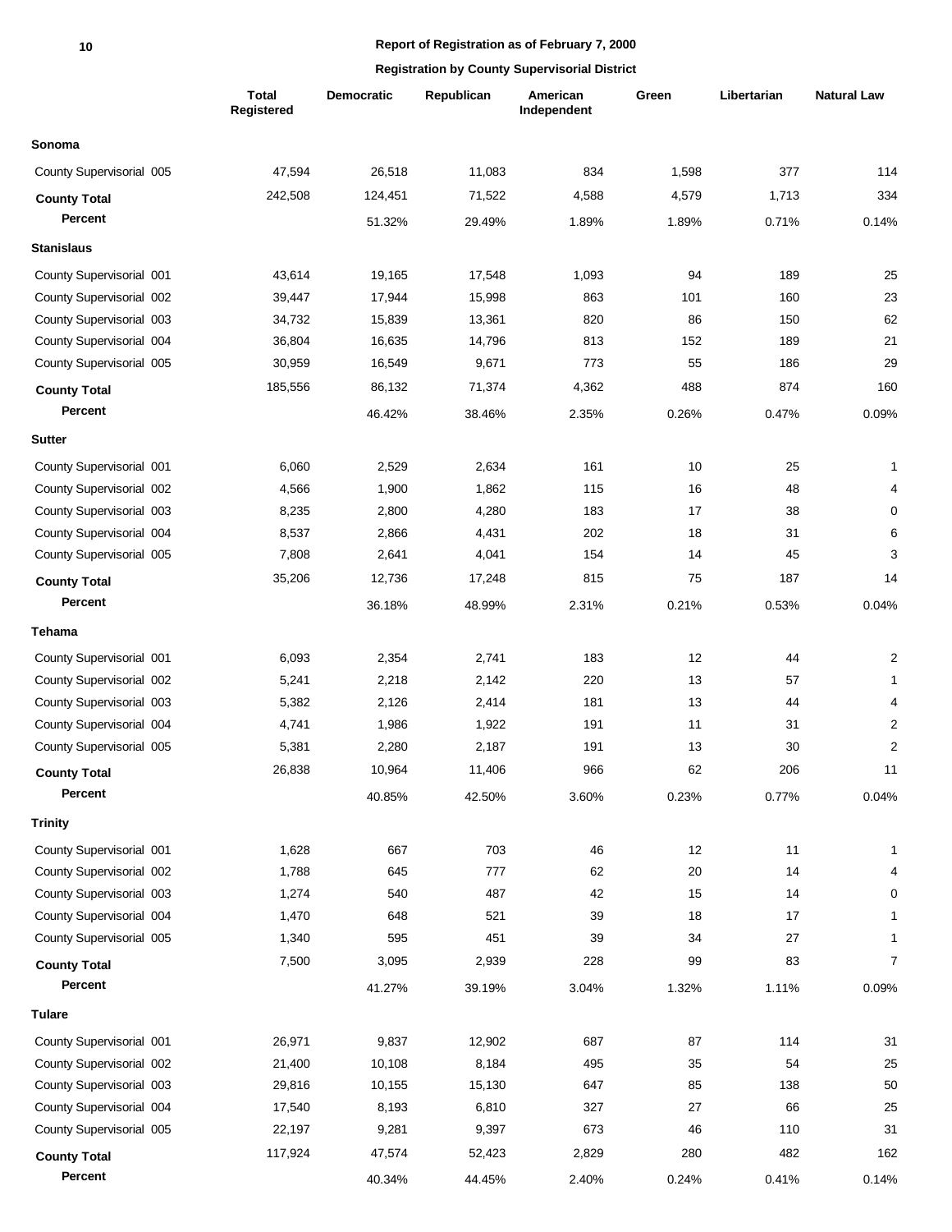## Report of Registration as of February 7, 2000

### Registration by County Supervisorial District

| | Total Registered | Democratic | Republican | American Independent | Green | Libertarian | Natural Law |
|---|---|---|---|---|---|---|---|
| **Sonoma** | | | | | | | |
| County Supervisorial 005 | 47,594 | 26,518 | 11,083 | 834 | 1,598 | 377 | 114 |
| **County Total** | 242,508 | 124,451 | 71,522 | 4,588 | 4,579 | 1,713 | 334 |
| **Percent** | | 51.32% | 29.49% | 1.89% | 1.89% | 0.71% | 0.14% |
| **Stanislaus** | | | | | | | |
| County Supervisorial 001 | 43,614 | 19,165 | 17,548 | 1,093 | 94 | 189 | 25 |
| County Supervisorial 002 | 39,447 | 17,944 | 15,998 | 863 | 101 | 160 | 23 |
| County Supervisorial 003 | 34,732 | 15,839 | 13,361 | 820 | 86 | 150 | 62 |
| County Supervisorial 004 | 36,804 | 16,635 | 14,796 | 813 | 152 | 189 | 21 |
| County Supervisorial 005 | 30,959 | 16,549 | 9,671 | 773 | 55 | 186 | 29 |
| **County Total** | 185,556 | 86,132 | 71,374 | 4,362 | 488 | 874 | 160 |
| **Percent** | | 46.42% | 38.46% | 2.35% | 0.26% | 0.47% | 0.09% |
| **Sutter** | | | | | | | |
| County Supervisorial 001 | 6,060 | 2,529 | 2,634 | 161 | 10 | 25 | 1 |
| County Supervisorial 002 | 4,566 | 1,900 | 1,862 | 115 | 16 | 48 | 4 |
| County Supervisorial 003 | 8,235 | 2,800 | 4,280 | 183 | 17 | 38 | 0 |
| County Supervisorial 004 | 8,537 | 2,866 | 4,431 | 202 | 18 | 31 | 6 |
| County Supervisorial 005 | 7,808 | 2,641 | 4,041 | 154 | 14 | 45 | 3 |
| **County Total** | 35,206 | 12,736 | 17,248 | 815 | 75 | 187 | 14 |
| **Percent** | | 36.18% | 48.99% | 2.31% | 0.21% | 0.53% | 0.04% |
| **Tehama** | | | | | | | |
| County Supervisorial 001 | 6,093 | 2,354 | 2,741 | 183 | 12 | 44 | 2 |
| County Supervisorial 002 | 5,241 | 2,218 | 2,142 | 220 | 13 | 57 | 1 |
| County Supervisorial 003 | 5,382 | 2,126 | 2,414 | 181 | 13 | 44 | 4 |
| County Supervisorial 004 | 4,741 | 1,986 | 1,922 | 191 | 11 | 31 | 2 |
| County Supervisorial 005 | 5,381 | 2,280 | 2,187 | 191 | 13 | 30 | 2 |
| **County Total** | 26,838 | 10,964 | 11,406 | 966 | 62 | 206 | 11 |
| **Percent** | | 40.85% | 42.50% | 3.60% | 0.23% | 0.77% | 0.04% |
| **Trinity** | | | | | | | |
| County Supervisorial 001 | 1,628 | 667 | 703 | 46 | 12 | 11 | 1 |
| County Supervisorial 002 | 1,788 | 645 | 777 | 62 | 20 | 14 | 4 |
| County Supervisorial 003 | 1,274 | 540 | 487 | 42 | 15 | 14 | 0 |
| County Supervisorial 004 | 1,470 | 648 | 521 | 39 | 18 | 17 | 1 |
| County Supervisorial 005 | 1,340 | 595 | 451 | 39 | 34 | 27 | 1 |
| **County Total** | 7,500 | 3,095 | 2,939 | 228 | 99 | 83 | 7 |
| **Percent** | | 41.27% | 39.19% | 3.04% | 1.32% | 1.11% | 0.09% |
| **Tulare** | | | | | | | |
| County Supervisorial 001 | 26,971 | 9,837 | 12,902 | 687 | 87 | 114 | 31 |
| County Supervisorial 002 | 21,400 | 10,108 | 8,184 | 495 | 35 | 54 | 25 |
| County Supervisorial 003 | 29,816 | 10,155 | 15,130 | 647 | 85 | 138 | 50 |
| County Supervisorial 004 | 17,540 | 8,193 | 6,810 | 327 | 27 | 66 | 25 |
| County Supervisorial 005 | 22,197 | 9,281 | 9,397 | 673 | 46 | 110 | 31 |
| **County Total** | 117,924 | 47,574 | 52,423 | 2,829 | 280 | 482 | 162 |
| **Percent** | | 40.34% | 44.45% | 2.40% | 0.24% | 0.41% | 0.14% |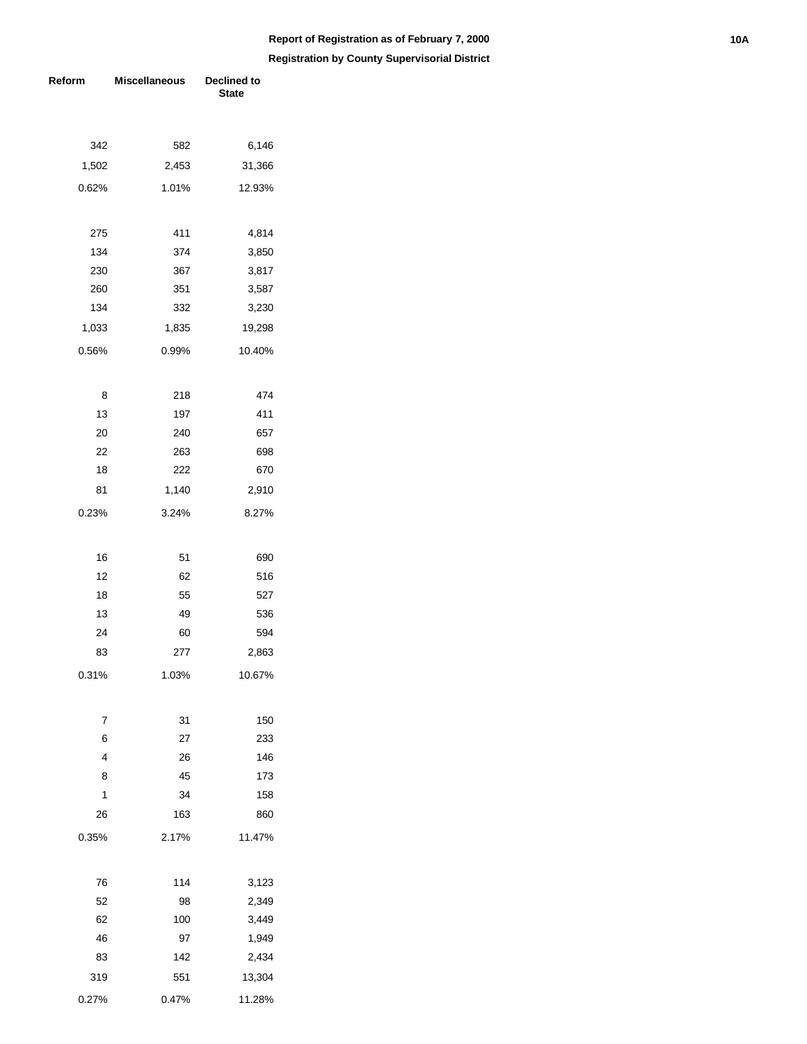**Report of Registration as of February 7, 2000**

**Registration by County Supervisorial District**

| Reform | Miscellaneous | Declined to State |
|---|---|---|
| 342 | 582 | 6,146 |
| 1,502 | 2,453 | 31,366 |
| 0.62% | 1.01% | 12.93% |
| | | |
| 275 | 411 | 4,814 |
| 134 | 374 | 3,850 |
| 230 | 367 | 3,817 |
| 260 | 351 | 3,587 |
| 134 | 332 | 3,230 |
| 1,033 | 1,835 | 19,298 |
| 0.56% | 0.99% | 10.40% |
| | | |
| 8 | 218 | 474 |
| 13 | 197 | 411 |
| 20 | 240 | 657 |
| 22 | 263 | 698 |
| 18 | 222 | 670 |
| 81 | 1,140 | 2,910 |
| 0.23% | 3.24% | 8.27% |
| | | |
| 16 | 51 | 690 |
| 12 | 62 | 516 |
| 18 | 55 | 527 |
| 13 | 49 | 536 |
| 24 | 60 | 594 |
| 83 | 277 | 2,863 |
| 0.31% | 1.03% | 10.67% |
| | | |
| 7 | 31 | 150 |
| 6 | 27 | 233 |
| 4 | 26 | 146 |
| 8 | 45 | 173 |
| 1 | 34 | 158 |
| 26 | 163 | 860 |
| 0.35% | 2.17% | 11.47% |
| | | |
| 76 | 114 | 3,123 |
| 52 | 98 | 2,349 |
| 62 | 100 | 3,449 |
| 46 | 97 | 1,949 |
| 83 | 142 | 2,434 |
| 319 | 551 | 13,304 |
| 0.27% | 0.47% | 11.28% |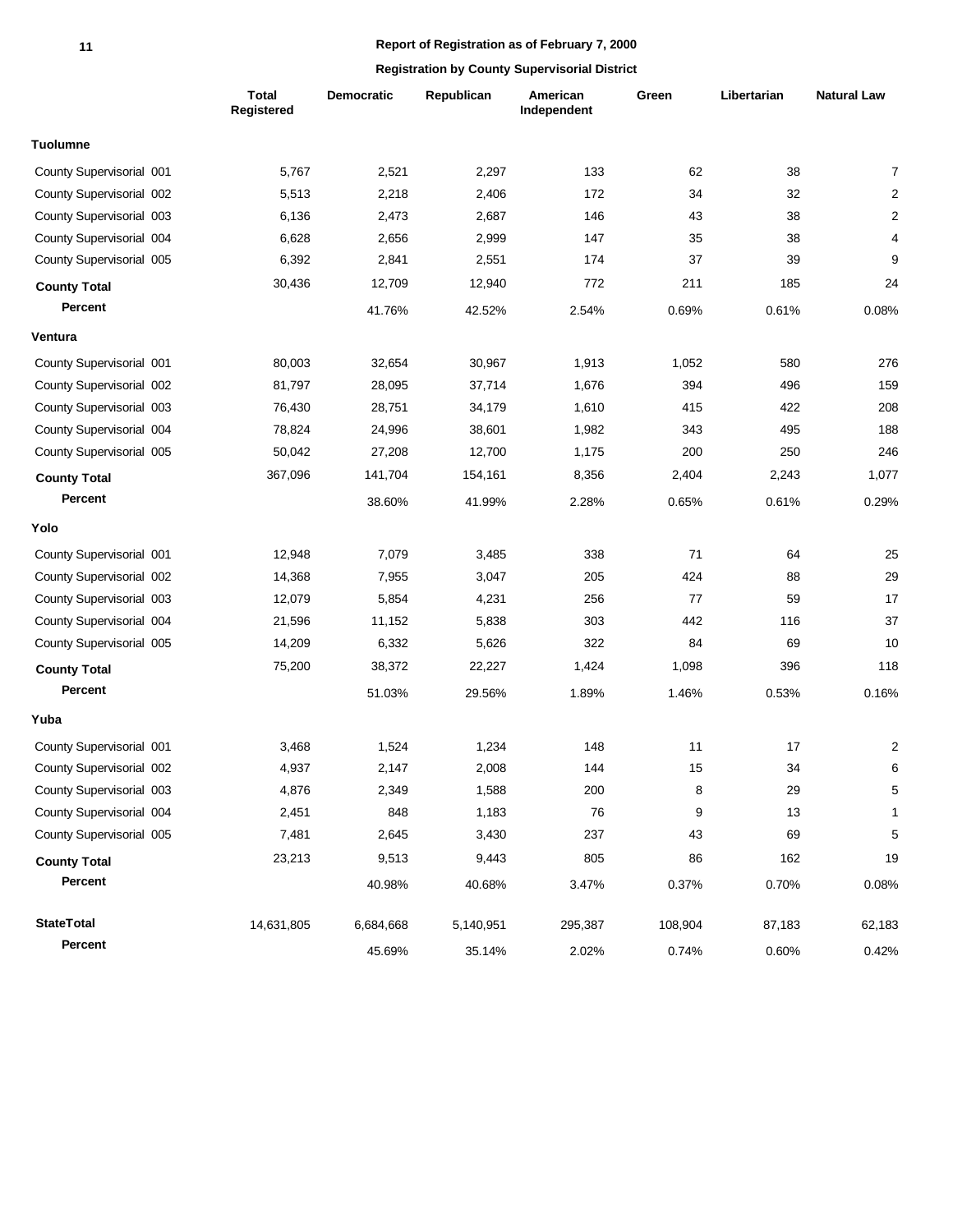# Report of Registration as of February 7, 2000

## Registration by County Supervisorial District

| | Total Registered | Democratic | Republican | American Independent | Green | Libertarian | Natural Law |
|---|---|---|---|---|---|---|---|
| **Tuolumne** | | | | | | | |
| County Supervisorial 001 | 5,767 | 2,521 | 2,297 | 133 | 62 | 38 | 7 |
| County Supervisorial 002 | 5,513 | 2,218 | 2,406 | 172 | 34 | 32 | 2 |
| County Supervisorial 003 | 6,136 | 2,473 | 2,687 | 146 | 43 | 38 | 2 |
| County Supervisorial 004 | 6,628 | 2,656 | 2,999 | 147 | 35 | 38 | 4 |
| County Supervisorial 005 | 6,392 | 2,841 | 2,551 | 174 | 37 | 39 | 9 |
| **County Total** | 30,436 | 12,709 | 12,940 | 772 | 211 | 185 | 24 |
| **Percent** | | 41.76% | 42.52% | 2.54% | 0.69% | 0.61% | 0.08% |
| **Ventura** | | | | | | | |
| County Supervisorial 001 | 80,003 | 32,654 | 30,967 | 1,913 | 1,052 | 580 | 276 |
| County Supervisorial 002 | 81,797 | 28,095 | 37,714 | 1,676 | 394 | 496 | 159 |
| County Supervisorial 003 | 76,430 | 28,751 | 34,179 | 1,610 | 415 | 422 | 208 |
| County Supervisorial 004 | 78,824 | 24,996 | 38,601 | 1,982 | 343 | 495 | 188 |
| County Supervisorial 005 | 50,042 | 27,208 | 12,700 | 1,175 | 200 | 250 | 246 |
| **County Total** | 367,096 | 141,704 | 154,161 | 8,356 | 2,404 | 2,243 | 1,077 |
| **Percent** | | 38.60% | 41.99% | 2.28% | 0.65% | 0.61% | 0.29% |
| **Yolo** | | | | | | | |
| County Supervisorial 001 | 12,948 | 7,079 | 3,485 | 338 | 71 | 64 | 25 |
| County Supervisorial 002 | 14,368 | 7,955 | 3,047 | 205 | 424 | 88 | 29 |
| County Supervisorial 003 | 12,079 | 5,854 | 4,231 | 256 | 77 | 59 | 17 |
| County Supervisorial 004 | 21,596 | 11,152 | 5,838 | 303 | 442 | 116 | 37 |
| County Supervisorial 005 | 14,209 | 6,332 | 5,626 | 322 | 84 | 69 | 10 |
| **County Total** | 75,200 | 38,372 | 22,227 | 1,424 | 1,098 | 396 | 118 |
| **Percent** | | 51.03% | 29.56% | 1.89% | 1.46% | 0.53% | 0.16% |
| **Yuba** | | | | | | | |
| County Supervisorial 001 | 3,468 | 1,524 | 1,234 | 148 | 11 | 17 | 2 |
| County Supervisorial 002 | 4,937 | 2,147 | 2,008 | 144 | 15 | 34 | 6 |
| County Supervisorial 003 | 4,876 | 2,349 | 1,588 | 200 | 8 | 29 | 5 |
| County Supervisorial 004 | 2,451 | 848 | 1,183 | 76 | 9 | 13 | 1 |
| County Supervisorial 005 | 7,481 | 2,645 | 3,430 | 237 | 43 | 69 | 5 |
| **County Total** | 23,213 | 9,513 | 9,443 | 805 | 86 | 162 | 19 |
| **Percent** | | 40.98% | 40.68% | 3.47% | 0.37% | 0.70% | 0.08% |
| **StateTotal** | 14,631,805 | 6,684,668 | 5,140,951 | 295,387 | 108,904 | 87,183 | 62,183 |
| **Percent** | | 45.69% | 35.14% | 2.02% | 0.74% | 0.60% | 0.42% |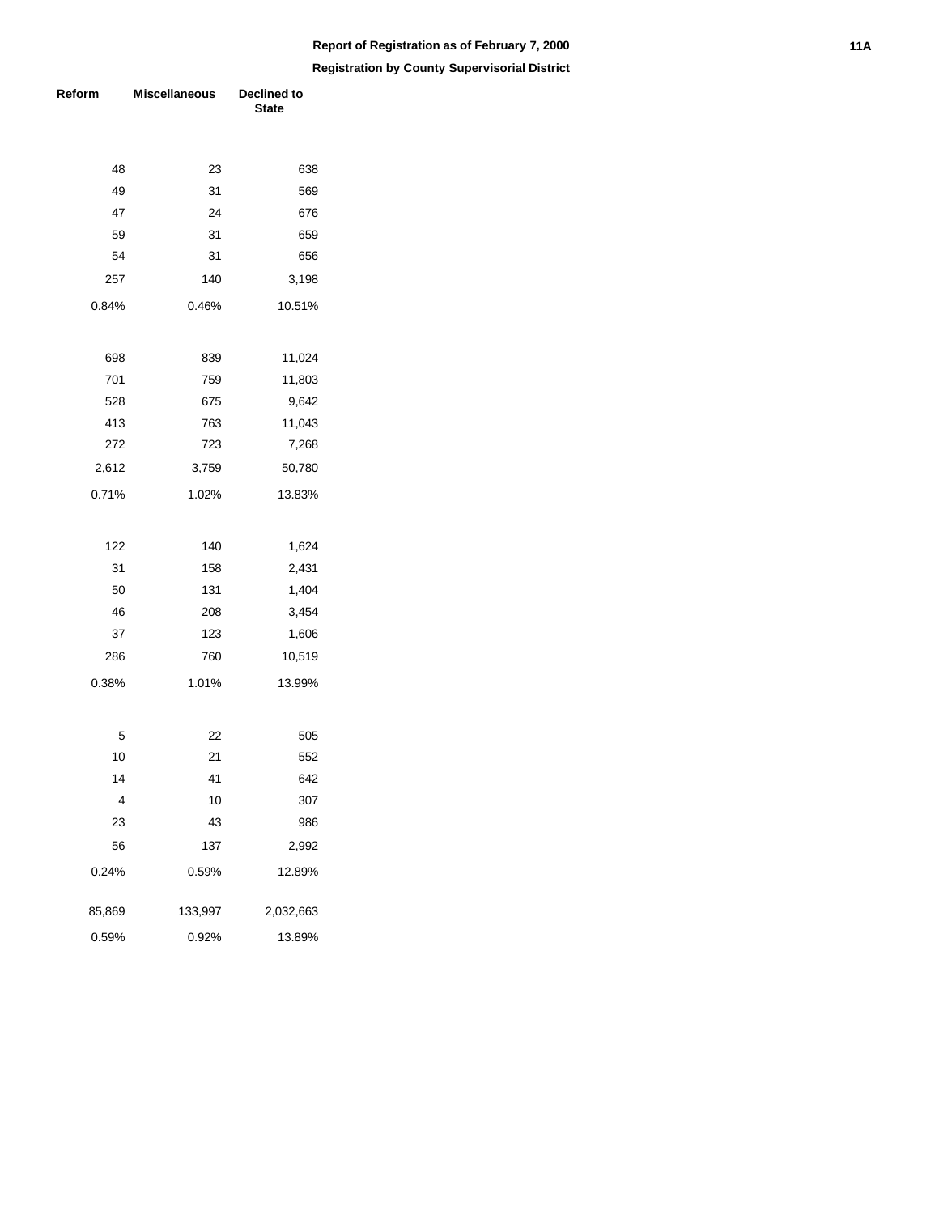**Report of Registration as of February 7, 2000**

**Registration by County Supervisorial District**

| Reform | Miscellaneous | Declined to State |
|---|---|---|
| | | |
| 48 | 23 | 638 |
| 49 | 31 | 569 |
| 47 | 24 | 676 |
| 59 | 31 | 659 |
| 54 | 31 | 656 |
| 257 | 140 | 3,198 |
| 0.84% | 0.46% | 10.51% |
| | | |
| 698 | 839 | 11,024 |
| 701 | 759 | 11,803 |
| 528 | 675 | 9,642 |
| 413 | 763 | 11,043 |
| 272 | 723 | 7,268 |
| 2,612 | 3,759 | 50,780 |
| 0.71% | 1.02% | 13.83% |
| | | |
| 122 | 140 | 1,624 |
| 31 | 158 | 2,431 |
| 50 | 131 | 1,404 |
| 46 | 208 | 3,454 |
| 37 | 123 | 1,606 |
| 286 | 760 | 10,519 |
| 0.38% | 1.01% | 13.99% |
| | | |
| 5 | 22 | 505 |
| 10 | 21 | 552 |
| 14 | 41 | 642 |
| 4 | 10 | 307 |
| 23 | 43 | 986 |
| 56 | 137 | 2,992 |
| 0.24% | 0.59% | 12.89% |
| | | |
| 85,869 | 133,997 | 2,032,663 |
| 0.59% | 0.92% | 13.89% |